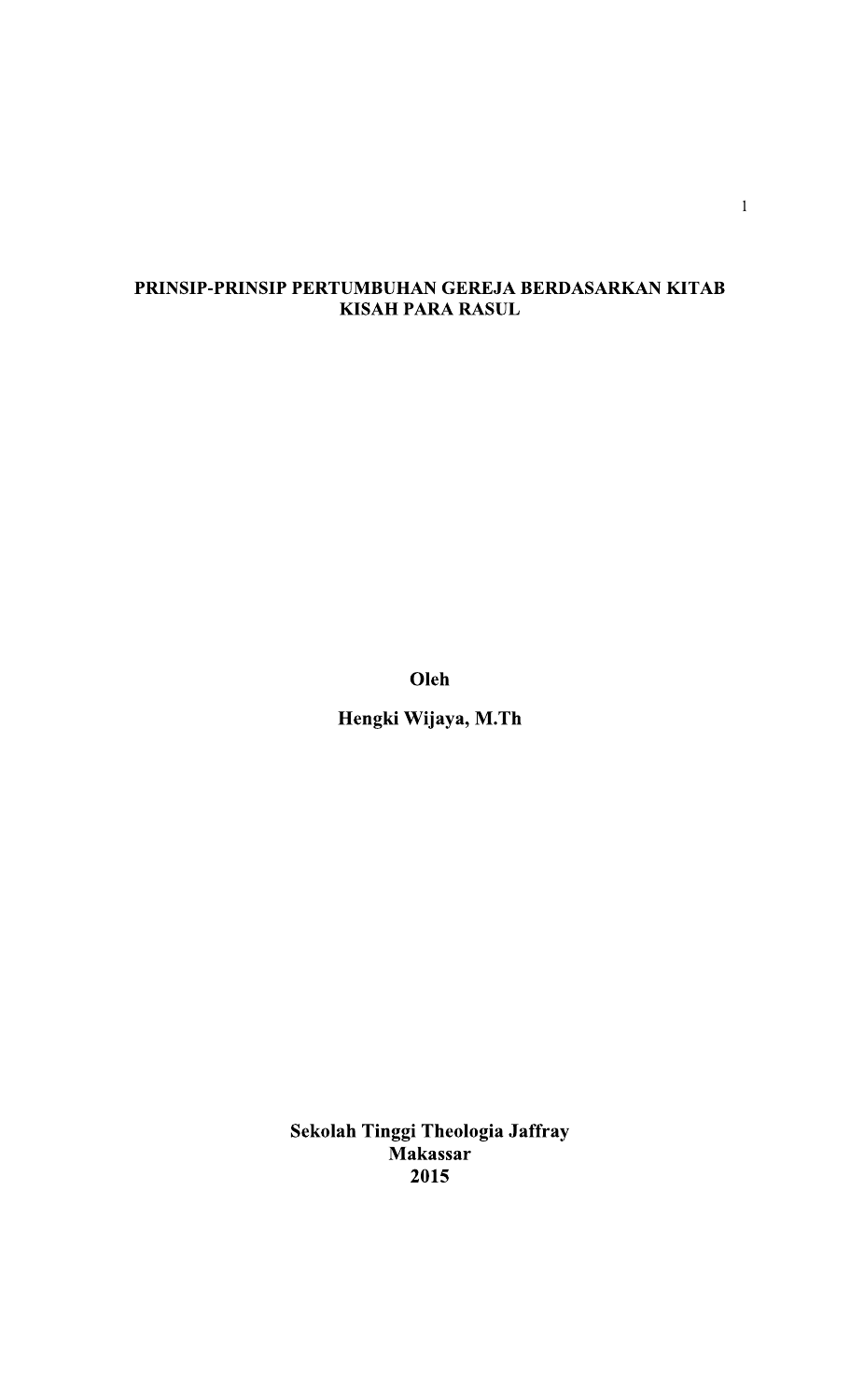# PRINSIP-PRINSIP PERTUMBUHAN GEREJA BERDASARKAN KITAB KISAH PARA RASUL

**Oleh**

**Hengki Wijaya, M.Th**

**Sekolah Tinggi Theologia Jaffray**
**Makassar**
**2015**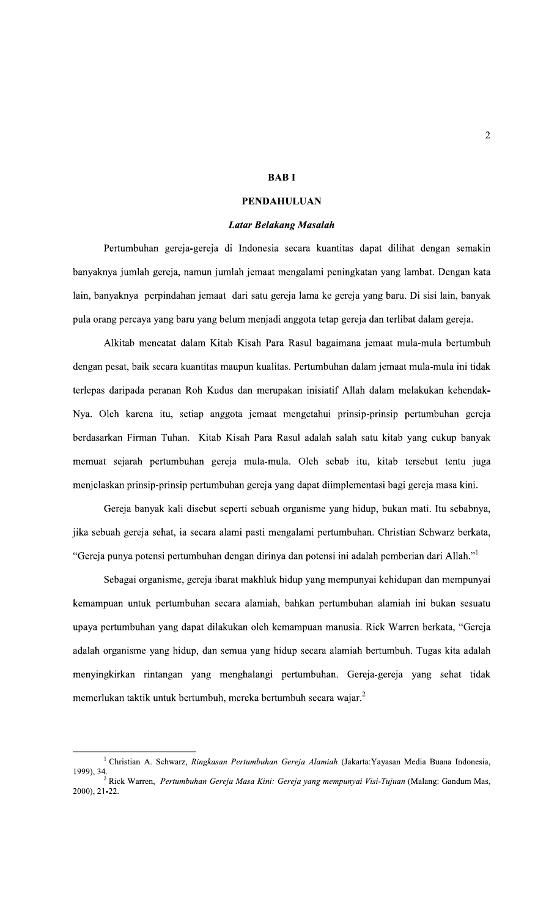# BAB I

## PENDAHULUAN

### *Latar Belakang Masalah*

Pertumbuhan gereja-gereja di Indonesia secara kuantitas dapat dilihat dengan semakin banyaknya jumlah gereja, namun jumlah jemaat mengalami peningkatan yang lambat. Dengan kata lain, banyaknya perpindahan jemaat dari satu gereja lama ke gereja yang baru. Di sisi lain, banyak pula orang percaya yang baru yang belum menjadi anggota tetap gereja dan terlibat dalam gereja.

Alkitab mencatat dalam Kitab Kisah Para Rasul bagaimana jemaat mula-mula bertumbuh dengan pesat, baik secara kuantitas maupun kualitas. Pertumbuhan dalam jemaat mula-mula ini tidak terlepas daripada peranan Roh Kudus dan merupakan inisiatif Allah dalam melakukan kehendak-Nya. Oleh karena itu, setiap anggota jemaat mengetahui prinsip-prinsip pertumbuhan gereja berdasarkan Firman Tuhan. Kitab Kisah Para Rasul adalah salah satu kitab yang cukup banyak memuat sejarah pertumbuhan gereja mula-mula. Oleh sebab itu, kitab tersebut tentu juga menjelaskan prinsip-prinsip pertumbuhan gereja yang dapat diimplementasi bagi gereja masa kini.

Gereja banyak kali disebut seperti sebuah organisme yang hidup, bukan mati. Itu sebabnya, jika sebuah gereja sehat, ia secara alami pasti mengalami pertumbuhan. Christian Schwarz berkata, "Gereja punya potensi pertumbuhan dengan dirinya dan potensi ini adalah pemberian dari Allah."[1]

Sebagai organisme, gereja ibarat makhluk hidup yang mempunyai kehidupan dan mempunyai kemampuan untuk pertumbuhan secara alamiah, bahkan pertumbuhan alamiah ini bukan sesuatu upaya pertumbuhan yang dapat dilakukan oleh kemampuan manusia. Rick Warren berkata, "Gereja adalah organisme yang hidup, dan semua yang hidup secara alamiah bertumbuh. Tugas kita adalah menyingkirkan rintangan yang menghalangi pertumbuhan. Gereja-gereja yang sehat tidak memerlukan taktik untuk bertumbuh, mereka bertumbuh secara wajar.[2]

---

[1] Christian A. Schwarz, *Ringkasan Pertumbuhan Gereja Alamiah* (Jakarta:Yayasan Media Buana Indonesia, 1999), 34.

[2] Rick Warren, *Pertumbuhan Gereja Masa Kini: Gereja yang mempunyai Visi-Tujuan* (Malang: Gandum Mas, 2000), 21-22.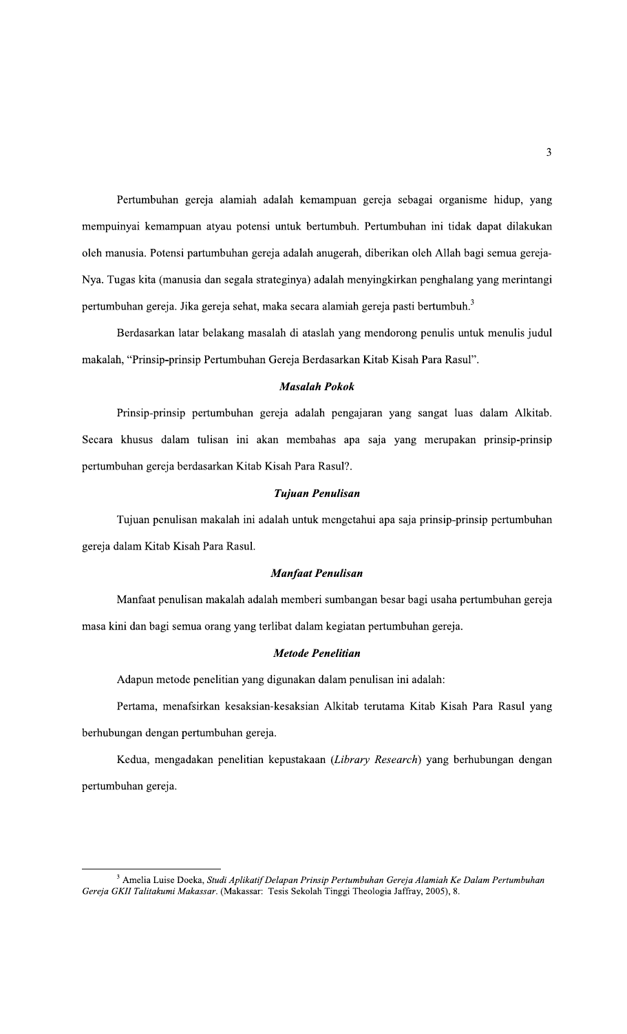Pertumbuhan gereja alamiah adalah kemampuan gereja sebagai organisme hidup, yang mempuinyai kemampuan atyau potensi untuk bertumbuh. Pertumbuhan ini tidak dapat dilakukan oleh manusia. Potensi partumbuhan gereja adalah anugerah, diberikan oleh Allah bagi semua gereja-Nya. Tugas kita (manusia dan segala strateginya) adalah menyingkirkan penghalang yang merintangi pertumbuhan gereja. Jika gereja sehat, maka secara alamiah gereja pasti bertumbuh.[3]

Berdasarkan latar belakang masalah di ataslah yang mendorong penulis untuk menulis judul makalah, "Prinsip-prinsip Pertumbuhan Gereja Berdasarkan Kitab Kisah Para Rasul".

### *Masalah Pokok*

Prinsip-prinsip pertumbuhan gereja adalah pengajaran yang sangat luas dalam Alkitab. Secara khusus dalam tulisan ini akan membahas apa saja yang merupakan prinsip-prinsip pertumbuhan gereja berdasarkan Kitab Kisah Para Rasul?.

### *Tujuan Penulisan*

Tujuan penulisan makalah ini adalah untuk mengetahui apa saja prinsip-prinsip pertumbuhan gereja dalam Kitab Kisah Para Rasul.

### *Manfaat Penulisan*

Manfaat penulisan makalah adalah memberi sumbangan besar bagi usaha pertumbuhan gereja masa kini dan bagi semua orang yang terlibat dalam kegiatan pertumbuhan gereja.

### *Metode Penelitian*

Adapun metode penelitian yang digunakan dalam penulisan ini adalah:

Pertama, menafsirkan kesaksian-kesaksian Alkitab terutama Kitab Kisah Para Rasul yang berhubungan dengan pertumbuhan gereja.

Kedua, mengadakan penelitian kepustakaan (*Library Research*) yang berhubungan dengan pertumbuhan gereja.

---

[3] Amelia Luise Doeka, *Studi Aplikatif Delapan Prinsip Pertumbuhan Gereja Alamiah Ke Dalam Pertumbuhan Gereja GKII Talitakumi Makassar*. (Makassar: Tesis Sekolah Tinggi Theologia Jaffray, 2005), 8.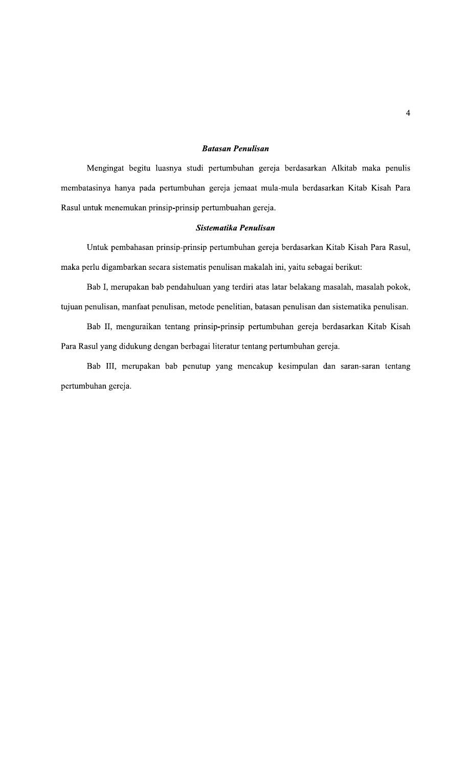### ***Batasan Penulisan***

Mengingat begitu luasnya studi pertumbuhan gereja berdasarkan Alkitab maka penulis membatasinya hanya pada pertumbuhan gereja jemaat mula-mula berdasarkan Kitab Kisah Para Rasul untuk menemukan prinsip-prinsip pertumbuahan gereja.

### ***Sistematika Penulisan***

Untuk pembahasan prinsip-prinsip pertumbuhan gereja berdasarkan Kitab Kisah Para Rasul, maka perlu digambarkan secara sistematis penulisan makalah ini, yaitu sebagai berikut:

Bab I, merupakan bab pendahuluan yang terdiri atas latar belakang masalah, masalah pokok, tujuan penulisan, manfaat penulisan, metode penelitian, batasan penulisan dan sistematika penulisan.

Bab II, menguraikan tentang prinsip-prinsip pertumbuhan gereja berdasarkan Kitab Kisah Para Rasul yang didukung dengan berbagai literatur tentang pertumbuhan gereja.

Bab III, merupakan bab penutup yang mencakup kesimpulan dan saran-saran tentang pertumbuhan gereja.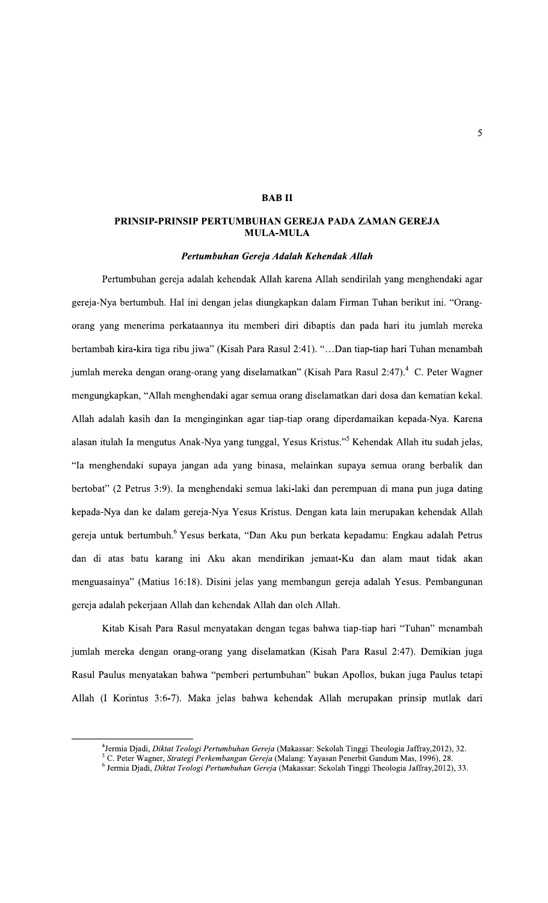# BAB II

## PRINSIP-PRINSIP PERTUMBUHAN GEREJA PADA ZAMAN GEREJA MULA-MULA

### *Pertumbuhan Gereja Adalah Kehendak Allah*

Pertumbuhan gereja adalah kehendak Allah karena Allah sendirilah yang menghendaki agar gereja-Nya bertumbuh. Hal ini dengan jelas diungkapkan dalam Firman Tuhan berikut ini. "Orang-orang yang menerima perkataannya itu memberi diri dibaptis dan pada hari itu jumlah mereka bertambah kira-kira tiga ribu jiwa" (Kisah Para Rasul 2:41). "…Dan tiap-tiap hari Tuhan menambah jumlah mereka dengan orang-orang yang diselamatkan" (Kisah Para Rasul 2:47).[4] C. Peter Wagner mengungkapkan, "Allah menghendaki agar semua orang diselamatkan dari dosa dan kematian kekal. Allah adalah kasih dan Ia menginginkan agar tiap-tiap orang diperdamaikan kepada-Nya. Karena alasan itulah Ia mengutus Anak-Nya yang tunggal, Yesus Kristus."[5] Kehendak Allah itu sudah jelas, "Ia menghendaki supaya jangan ada yang binasa, melainkan supaya semua orang berbalik dan bertobat" (2 Petrus 3:9). Ia menghendaki semua laki-laki dan perempuan di mana pun juga dating kepada-Nya dan ke dalam gereja-Nya Yesus Kristus. Dengan kata lain merupakan kehendak Allah gereja untuk bertumbuh.[6] Yesus berkata, "Dan Aku pun berkata kepadamu: Engkau adalah Petrus dan di atas batu karang ini Aku akan mendirikan jemaat-Ku dan alam maut tidak akan menguasainya" (Matius 16:18). Disini jelas yang membangun gereja adalah Yesus. Pembangunan gereja adalah pekerjaan Allah dan kehendak Allah dan oleh Allah.

Kitab Kisah Para Rasul menyatakan dengan tegas bahwa tiap-tiap hari "Tuhan" menambah jumlah mereka dengan orang-orang yang diselamatkan (Kisah Para Rasul 2:47). Demikian juga Rasul Paulus menyatakan bahwa "pemberi pertumbuhan" bukan Apollos, bukan juga Paulus tetapi Allah (I Korintus 3:6-7). Maka jelas bahwa kehendak Allah merupakan prinsip mutlak dari

---

[4] Jermia Djadi, *Diktat Teologi Pertumbuhan Gereja* (Makassar: Sekolah Tinggi Theologia Jaffray,2012), 32.

[5] C. Peter Wagner, *Strategi Perkembangan Gereja* (Malang: Yayasan Penerbit Gandum Mas, 1996), 28.

[6] Jermia Djadi, *Diktat Teologi Pertumbuhan Gereja* (Makassar: Sekolah Tinggi Theologia Jaffray,2012), 33.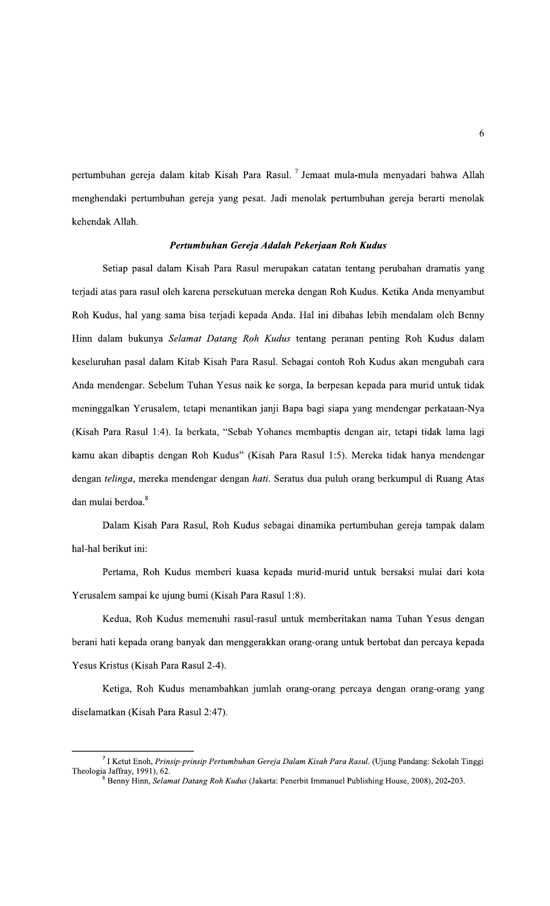pertumbuhan gereja dalam kitab Kisah Para Rasul. [7] Jemaat mula-mula menyadari bahwa Allah menghendaki pertumbuhan gereja yang pesat. Jadi menolak pertumbuhan gereja berarti menolak kehendak Allah.

### *Pertumbuhan Gereja Adalah Pekerjaan Roh Kudus*

Setiap pasal dalam Kisah Para Rasul merupakan catatan tentang perubahan dramatis yang terjadi atas para rasul oleh karena persekutuan mereka dengan Roh Kudus. Ketika Anda menyambut Roh Kudus, hal yang sama bisa terjadi kepada Anda. Hal ini dibahas lebih mendalam oleh Benny Hinn dalam bukunya *Selamat Datang Roh Kudus* tentang peranan penting Roh Kudus dalam keseluruhan pasal dalam Kitab Kisah Para Rasul. Sebagai contoh Roh Kudus akan mengubah cara Anda mendengar. Sebelum Tuhan Yesus naik ke sorga, Ia berpesan kepada para murid untuk tidak meninggalkan Yerusalem, tetapi menantikan janji Bapa bagi siapa yang mendengar perkataan-Nya (Kisah Para Rasul 1:4). Ia berkata, "Sebab Yohanes membaptis dengan air, tetapi tidak lama lagi kamu akan dibaptis dengan Roh Kudus" (Kisah Para Rasul 1:5). Mereka tidak hanya mendengar dengan *telinga*, mereka mendengar dengan *hati*. Seratus dua puluh orang berkumpul di Ruang Atas dan mulai berdoa.[8]

Dalam Kisah Para Rasul, Roh Kudus sebagai dinamika pertumbuhan gereja tampak dalam hal-hal berikut ini:

Pertama, Roh Kudus memberi kuasa kepada murid-murid untuk bersaksi mulai dari kota Yerusalem sampai ke ujung bumi (Kisah Para Rasul 1:8).

Kedua, Roh Kudus memenuhi rasul-rasul untuk memberitakan nama Tuhan Yesus dengan berani hati kepada orang banyak dan menggerakkan orang-orang untuk bertobat dan percaya kepada Yesus Kristus (Kisah Para Rasul 2-4).

Ketiga, Roh Kudus menambahkan jumlah orang-orang percaya dengan orang-orang yang diselamatkan (Kisah Para Rasul 2:47).

---

[7] I Ketut Enoh, *Prinsip-prinsip Pertumbuhan Gereja Dalam Kisah Para Rasul*. (Ujung Pandang: Sekolah Tinggi Theologia Jaffray, 1991), 62.

[8] Benny Hinn, *Selamat Datang Roh Kudus* (Jakarta: Penerbit Immanuel Publishing House, 2008), 202-203.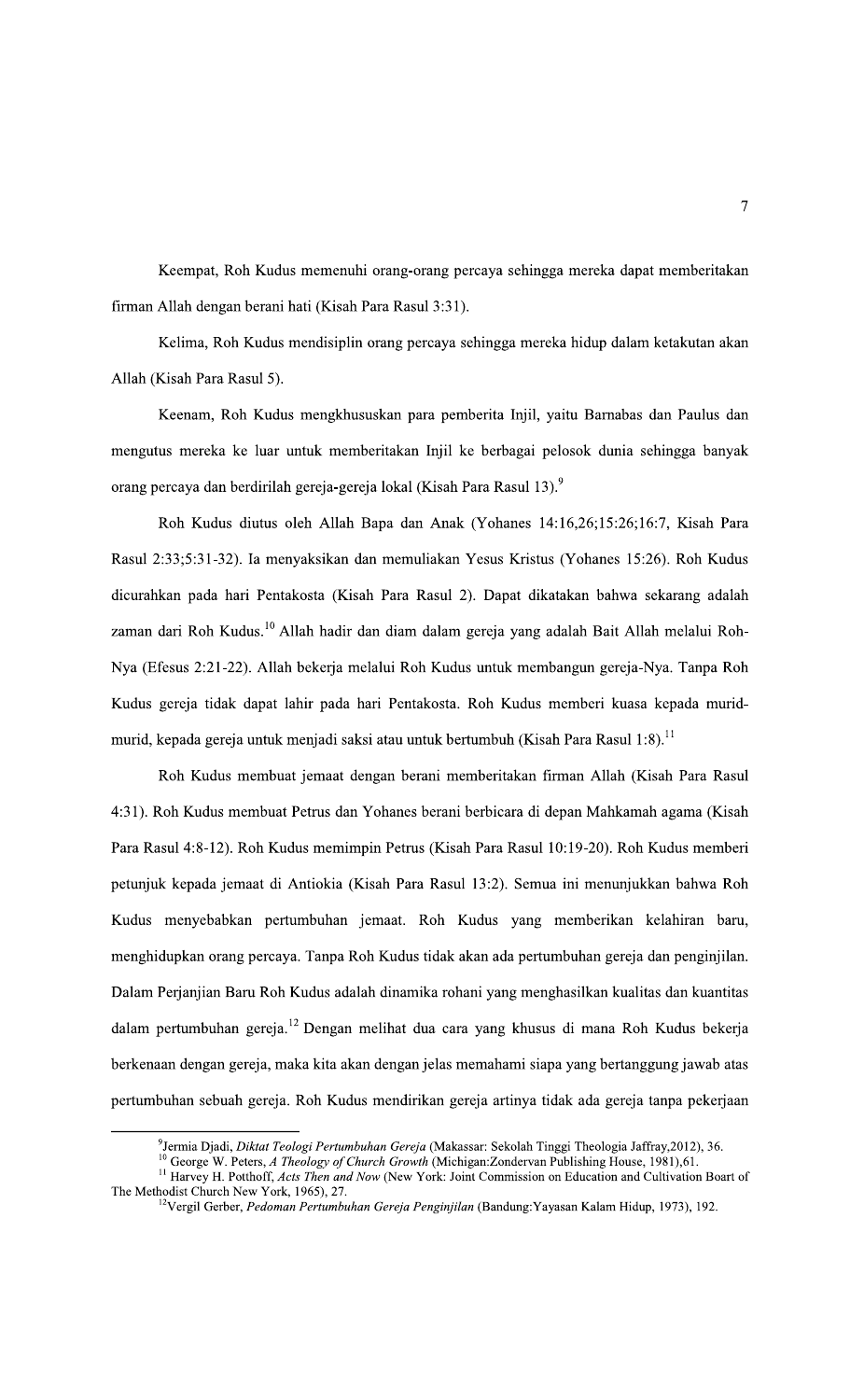Keempat, Roh Kudus memenuhi orang-orang percaya sehingga mereka dapat memberitakan firman Allah dengan berani hati (Kisah Para Rasul 3:31).

Kelima, Roh Kudus mendisiplin orang percaya sehingga mereka hidup dalam ketakutan akan Allah (Kisah Para Rasul 5).

Keenam, Roh Kudus mengkhususkan para pemberita Injil, yaitu Barnabas dan Paulus dan mengutus mereka ke luar untuk memberitakan Injil ke berbagai pelosok dunia sehingga banyak orang percaya dan berdirilah gereja-gereja lokal (Kisah Para Rasul 13).[9]

Roh Kudus diutus oleh Allah Bapa dan Anak (Yohanes 14:16,26;15:26;16:7, Kisah Para Rasul 2:33;5:31-32). Ia menyaksikan dan memuliakan Yesus Kristus (Yohanes 15:26). Roh Kudus dicurahkan pada hari Pentakosta (Kisah Para Rasul 2). Dapat dikatakan bahwa sekarang adalah zaman dari Roh Kudus.[10] Allah hadir dan diam dalam gereja yang adalah Bait Allah melalui Roh-Nya (Efesus 2:21-22). Allah bekerja melalui Roh Kudus untuk membangun gereja-Nya. Tanpa Roh Kudus gereja tidak dapat lahir pada hari Pentakosta. Roh Kudus memberi kuasa kepada murid-murid, kepada gereja untuk menjadi saksi atau untuk bertumbuh (Kisah Para Rasul 1:8).[11]

Roh Kudus membuat jemaat dengan berani memberitakan firman Allah (Kisah Para Rasul 4:31). Roh Kudus membuat Petrus dan Yohanes berani berbicara di depan Mahkamah agama (Kisah Para Rasul 4:8-12). Roh Kudus memimpin Petrus (Kisah Para Rasul 10:19-20). Roh Kudus memberi petunjuk kepada jemaat di Antiokia (Kisah Para Rasul 13:2). Semua ini menunjukkan bahwa Roh Kudus menyebabkan pertumbuhan jemaat. Roh Kudus yang memberikan kelahiran baru, menghidupkan orang percaya. Tanpa Roh Kudus tidak akan ada pertumbuhan gereja dan penginjilan. Dalam Perjanjian Baru Roh Kudus adalah dinamika rohani yang menghasilkan kualitas dan kuantitas dalam pertumbuhan gereja.[12] Dengan melihat dua cara yang khusus di mana Roh Kudus bekerja berkenaan dengan gereja, maka kita akan dengan jelas memahami siapa yang bertanggung jawab atas pertumbuhan sebuah gereja. Roh Kudus mendirikan gereja artinya tidak ada gereja tanpa pekerjaan

---

[9] Jermia Djadi, *Diktat Teologi Pertumbuhan Gereja* (Makassar: Sekolah Tinggi Theologia Jaffray,2012), 36.

[10] George W. Peters, *A Theology of Church Growth* (Michigan:Zondervan Publishing House, 1981),61.

[11] Harvey H. Potthoff, *Acts Then and Now* (New York: Joint Commission on Education and Cultivation Boart of The Methodist Church New York, 1965), 27.

[12] Vergil Gerber, *Pedoman Pertumbuhan Gereja Penginjilan* (Bandung:Yayasan Kalam Hidup, 1973), 192.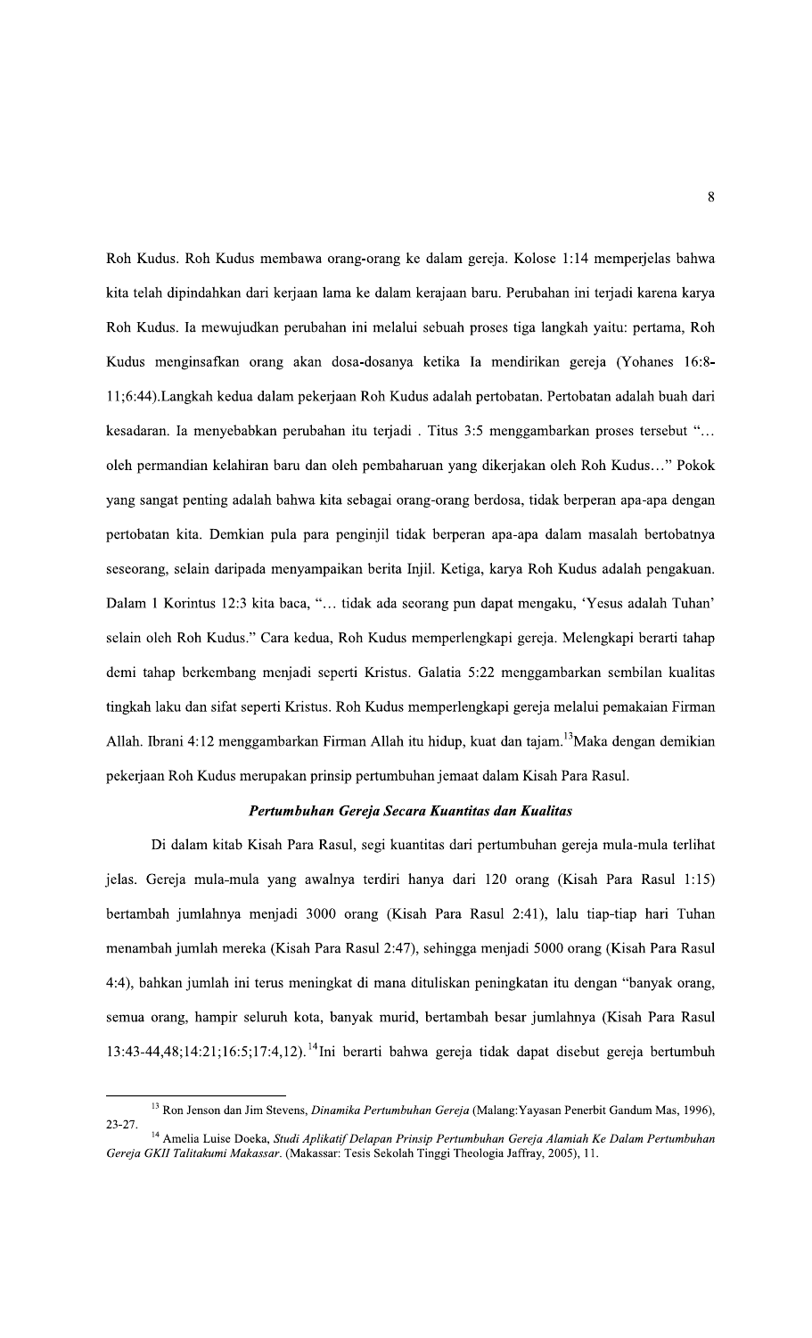Roh Kudus. Roh Kudus membawa orang-orang ke dalam gereja. Kolose 1:14 memperjelas bahwa kita telah dipindahkan dari kerjaan lama ke dalam kerajaan baru. Perubahan ini terjadi karena karya Roh Kudus. Ia mewujudkan perubahan ini melalui sebuah proses tiga langkah yaitu: pertama, Roh Kudus menginsafkan orang akan dosa-dosanya ketika Ia mendirikan gereja (Yohanes 16:8-11;6:44).Langkah kedua dalam pekerjaan Roh Kudus adalah pertobatan. Pertobatan adalah buah dari kesadaran. Ia menyebabkan perubahan itu terjadi . Titus 3:5 menggambarkan proses tersebut "… oleh permandian kelahiran baru dan oleh pembaharuan yang dikerjakan oleh Roh Kudus…" Pokok yang sangat penting adalah bahwa kita sebagai orang-orang berdosa, tidak berperan apa-apa dengan pertobatan kita. Demkian pula para penginjil tidak berperan apa-apa dalam masalah bertobatnya seseorang, selain daripada menyampaikan berita Injil. Ketiga, karya Roh Kudus adalah pengakuan. Dalam 1 Korintus 12:3 kita baca, "… tidak ada seorang pun dapat mengaku, 'Yesus adalah Tuhan' selain oleh Roh Kudus." Cara kedua, Roh Kudus memperlengkapi gereja. Melengkapi berarti tahap demi tahap berkembang menjadi seperti Kristus. Galatia 5:22 menggambarkan sembilan kualitas tingkah laku dan sifat seperti Kristus. Roh Kudus memperlengkapi gereja melalui pemakaian Firman Allah. Ibrani 4:12 menggambarkan Firman Allah itu hidup, kuat dan tajam.[13]Maka dengan demikian pekerjaan Roh Kudus merupakan prinsip pertumbuhan jemaat dalam Kisah Para Rasul.

### *Pertumbuhan Gereja Secara Kuantitas dan Kualitas*

Di dalam kitab Kisah Para Rasul, segi kuantitas dari pertumbuhan gereja mula-mula terlihat jelas. Gereja mula-mula yang awalnya terdiri hanya dari 120 orang (Kisah Para Rasul 1:15) bertambah jumlahnya menjadi 3000 orang (Kisah Para Rasul 2:41), lalu tiap-tiap hari Tuhan menambah jumlah mereka (Kisah Para Rasul 2:47), sehingga menjadi 5000 orang (Kisah Para Rasul 4:4), bahkan jumlah ini terus meningkat di mana dituliskan peningkatan itu dengan "banyak orang, semua orang, hampir seluruh kota, banyak murid, bertambah besar jumlahnya (Kisah Para Rasul 13:43-44,48;14:21;16:5;17:4,12).[14]Ini berarti bahwa gereja tidak dapat disebut gereja bertumbuh

---

[13] Ron Jenson dan Jim Stevens, *Dinamika Pertumbuhan Gereja* (Malang:Yayasan Penerbit Gandum Mas, 1996), 23-27.

[14] Amelia Luise Doeka, *Studi Aplikatif Delapan Prinsip Pertumbuhan Gereja Alamiah Ke Dalam Pertumbuhan Gereja GKII Talitakumi Makassar*. (Makassar: Tesis Sekolah Tinggi Theologia Jaffray, 2005), 11.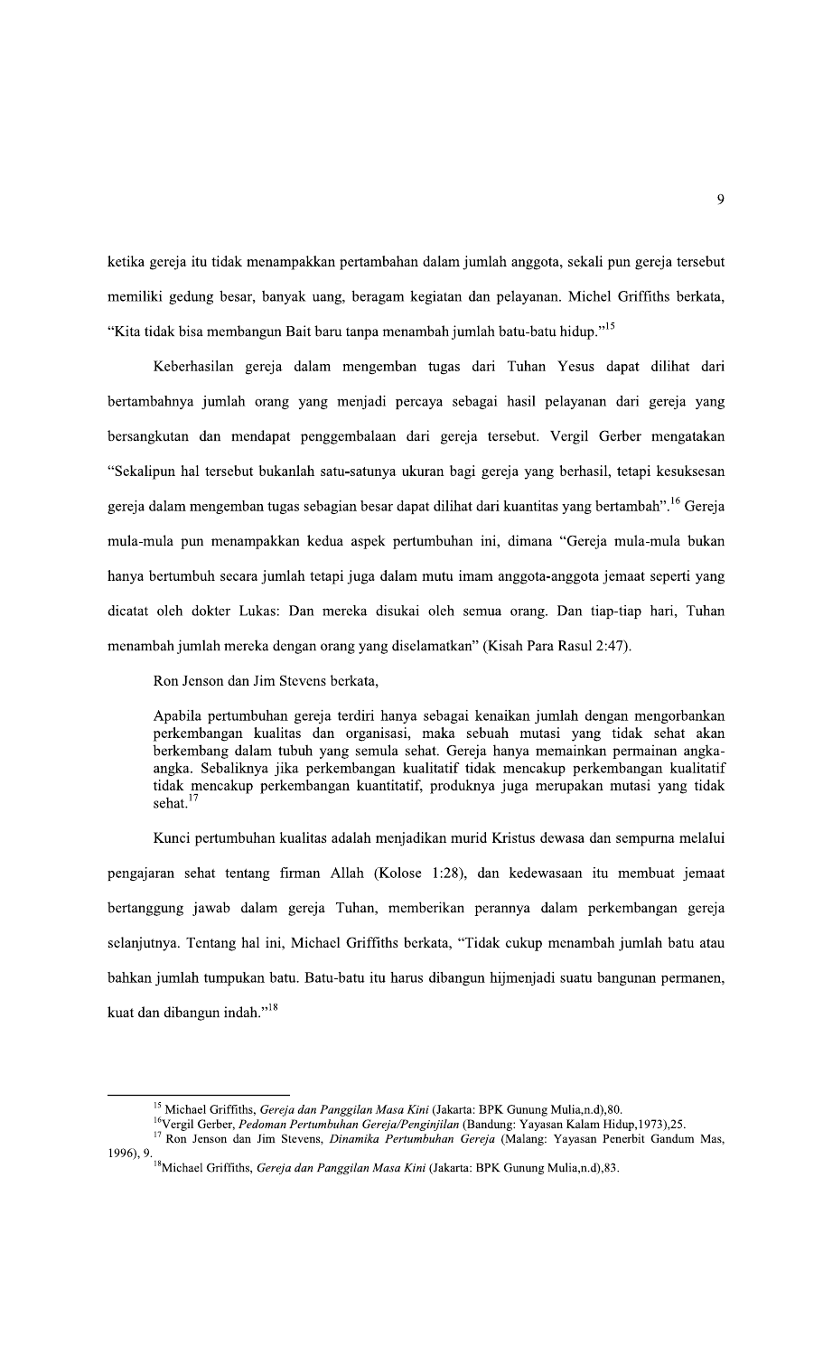ketika gereja itu tidak menampakkan pertambahan dalam jumlah anggota, sekali pun gereja tersebut memiliki gedung besar, banyak uang, beragam kegiatan dan pelayanan. Michel Griffiths berkata, "Kita tidak bisa membangun Bait baru tanpa menambah jumlah batu-batu hidup."[15]

Keberhasilan gereja dalam mengemban tugas dari Tuhan Yesus dapat dilihat dari bertambahnya jumlah orang yang menjadi percaya sebagai hasil pelayanan dari gereja yang bersangkutan dan mendapat penggembalaan dari gereja tersebut. Vergil Gerber mengatakan "Sekalipun hal tersebut bukanlah satu-satunya ukuran bagi gereja yang berhasil, tetapi kesuksesan gereja dalam mengemban tugas sebagian besar dapat dilihat dari kuantitas yang bertambah".[16] Gereja mula-mula pun menampakkan kedua aspek pertumbuhan ini, dimana "Gereja mula-mula bukan hanya bertumbuh secara jumlah tetapi juga dalam mutu imam anggota-anggota jemaat seperti yang dicatat oleh dokter Lukas: Dan mereka disukai oleh semua orang. Dan tiap-tiap hari, Tuhan menambah jumlah mereka dengan orang yang diselamatkan" (Kisah Para Rasul 2:47).

Ron Jenson dan Jim Stevens berkata,

> Apabila pertumbuhan gereja terdiri hanya sebagai kenaikan jumlah dengan mengorbankan perkembangan kualitas dan organisasi, maka sebuah mutasi yang tidak sehat akan berkembang dalam tubuh yang semula sehat. Gereja hanya memainkan permainan angka-angka. Sebaliknya jika perkembangan kualitatif tidak mencakup perkembangan kualitatif tidak mencakup perkembangan kuantitatif, produknya juga merupakan mutasi yang tidak sehat.[17]

Kunci pertumbuhan kualitas adalah menjadikan murid Kristus dewasa dan sempurna melalui pengajaran sehat tentang firman Allah (Kolose 1:28), dan kedewasaan itu membuat jemaat bertanggung jawab dalam gereja Tuhan, memberikan perannya dalam perkembangan gereja selanjutnya. Tentang hal ini, Michael Griffiths berkata, "Tidak cukup menambah jumlah batu atau bahkan jumlah tumpukan batu. Batu-batu itu harus dibangun hijmenjadi suatu bangunan permanen, kuat dan dibangun indah."[18]

---

[15] Michael Griffiths, *Gereja dan Panggilan Masa Kini* (Jakarta: BPK Gunung Mulia,n.d),80.

[16] Vergil Gerber, *Pedoman Pertumbuhan Gereja/Penginjilan* (Bandung: Yayasan Kalam Hidup,1973),25.

[17] Ron Jenson dan Jim Stevens, *Dinamika Pertumbuhan Gereja* (Malang: Yayasan Penerbit Gandum Mas, 1996), 9.

[18] Michael Griffiths, *Gereja dan Panggilan Masa Kini* (Jakarta: BPK Gunung Mulia,n.d),83.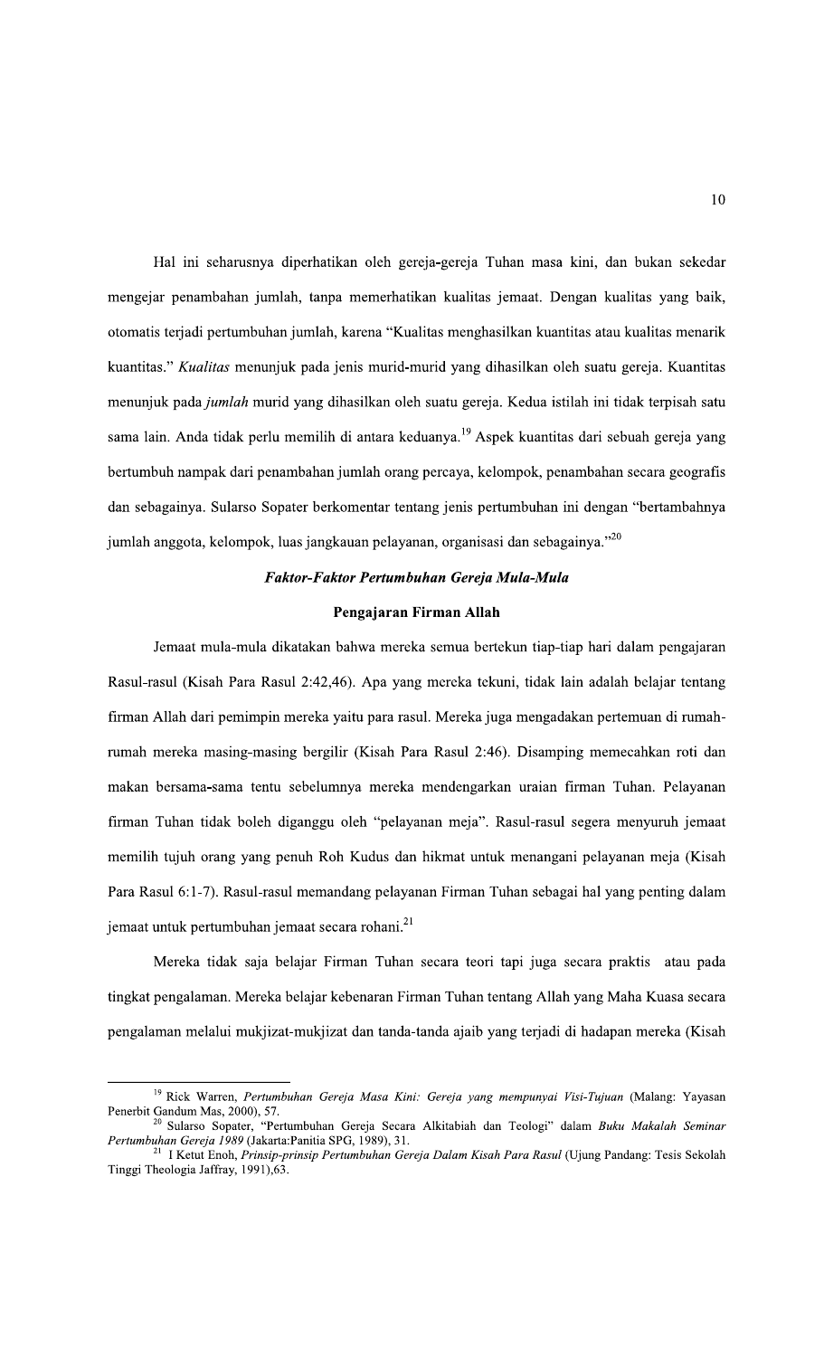Hal ini seharusnya diperhatikan oleh gereja-gereja Tuhan masa kini, dan bukan sekedar mengejar penambahan jumlah, tanpa memerhatikan kualitas jemaat. Dengan kualitas yang baik, otomatis terjadi pertumbuhan jumlah, karena "Kualitas menghasilkan kuantitas atau kualitas menarik kuantitas." *Kualitas* menunjuk pada jenis murid-murid yang dihasilkan oleh suatu gereja. Kuantitas menunjuk pada *jumlah* murid yang dihasilkan oleh suatu gereja. Kedua istilah ini tidak terpisah satu sama lain. Anda tidak perlu memilih di antara keduanya.[19] Aspek kuantitas dari sebuah gereja yang bertumbuh nampak dari penambahan jumlah orang percaya, kelompok, penambahan secara geografis dan sebagainya. Sularso Sopater berkomentar tentang jenis pertumbuhan ini dengan "bertambahnya jumlah anggota, kelompok, luas jangkauan pelayanan, organisasi dan sebagainya."[20]

### *Faktor-Faktor Pertumbuhan Gereja Mula-Mula*

#### Pengajaran Firman Allah

Jemaat mula-mula dikatakan bahwa mereka semua bertekun tiap-tiap hari dalam pengajaran Rasul-rasul (Kisah Para Rasul 2:42,46). Apa yang mereka tekuni, tidak lain adalah belajar tentang firman Allah dari pemimpin mereka yaitu para rasul. Mereka juga mengadakan pertemuan di rumah-rumah mereka masing-masing bergilir (Kisah Para Rasul 2:46). Disamping memecahkan roti dan makan bersama-sama tentu sebelumnya mereka mendengarkan uraian firman Tuhan. Pelayanan firman Tuhan tidak boleh diganggu oleh "pelayanan meja". Rasul-rasul segera menyuruh jemaat memilih tujuh orang yang penuh Roh Kudus dan hikmat untuk menangani pelayanan meja (Kisah Para Rasul 6:1-7). Rasul-rasul memandang pelayanan Firman Tuhan sebagai hal yang penting dalam jemaat untuk pertumbuhan jemaat secara rohani.[21]

Mereka tidak saja belajar Firman Tuhan secara teori tapi juga secara praktis atau pada tingkat pengalaman. Mereka belajar kebenaran Firman Tuhan tentang Allah yang Maha Kuasa secara pengalaman melalui mukjizat-mukjizat dan tanda-tanda ajaib yang terjadi di hadapan mereka (Kisah

---

[19] Rick Warren, *Pertumbuhan Gereja Masa Kini: Gereja yang mempunyai Visi-Tujuan* (Malang: Yayasan Penerbit Gandum Mas, 2000), 57.

[20] Sularso Sopater, "Pertumbuhan Gereja Secara Alkitabiah dan Teologi" dalam *Buku Makalah Seminar Pertumbuhan Gereja 1989* (Jakarta:Panitia SPG, 1989), 31.

[21] I Ketut Enoh, *Prinsip-prinsip Pertumbuhan Gereja Dalam Kisah Para Rasul* (Ujung Pandang: Tesis Sekolah Tinggi Theologia Jaffray, 1991),63.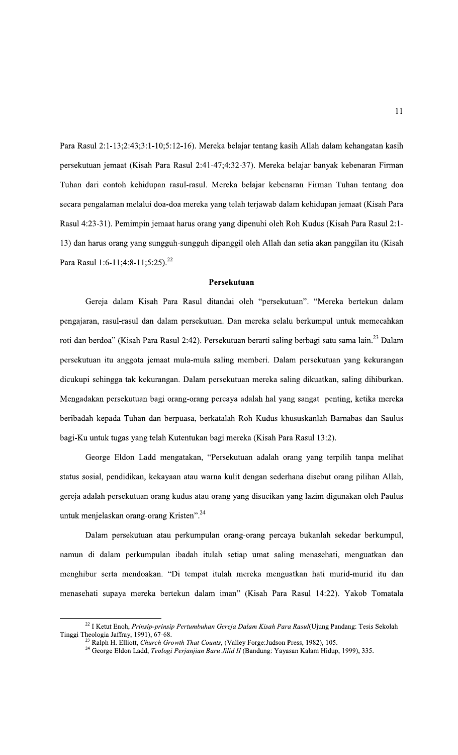Para Rasul 2:1-13;2:43;3:1-10;5:12-16). Mereka belajar tentang kasih Allah dalam kehangatan kasih persekutuan jemaat (Kisah Para Rasul 2:41-47;4:32-37). Mereka belajar banyak kebenaran Firman Tuhan dari contoh kehidupan rasul-rasul. Mereka belajar kebenaran Firman Tuhan tentang doa secara pengalaman melalui doa-doa mereka yang telah terjawab dalam kehidupan jemaat (Kisah Para Rasul 4:23-31). Pemimpin jemaat harus orang yang dipenuhi oleh Roh Kudus (Kisah Para Rasul 2:1-13) dan harus orang yang sungguh-sungguh dipanggil oleh Allah dan setia akan panggilan itu (Kisah Para Rasul 1:6-11;4:8-11;5:25).[22]

**Persekutuan**

Gereja dalam Kisah Para Rasul ditandai oleh "persekutuan". "Mereka bertekun dalam pengajaran, rasul-rasul dan dalam persekutuan. Dan mereka selalu berkumpul untuk memecahkan roti dan berdoa" (Kisah Para Rasul 2:42). Persekutuan berarti saling berbagi satu sama lain.[23] Dalam persekutuan itu anggota jemaat mula-mula saling memberi. Dalam persekutuan yang kekurangan dicukupi sehingga tak kekurangan. Dalam persekutuan mereka saling dikuatkan, saling dihiburkan. Mengadakan persekutuan bagi orang-orang percaya adalah hal yang sangat penting, ketika mereka beribadah kepada Tuhan dan berpuasa, berkatalah Roh Kudus khususkanlah Barnabas dan Saulus bagi-Ku untuk tugas yang telah Kutentukan bagi mereka (Kisah Para Rasul 13:2).

George Eldon Ladd mengatakan, "Persekutuan adalah orang yang terpilih tanpa melihat status sosial, pendidikan, kekayaan atau warna kulit dengan sederhana disebut orang pilihan Allah, gereja adalah persekutuan orang kudus atau orang yang disucikan yang lazim digunakan oleh Paulus untuk menjelaskan orang-orang Kristen".[24]

Dalam persekutuan atau perkumpulan orang-orang percaya bukanlah sekedar berkumpul, namun di dalam perkumpulan ibadah itulah setiap umat saling menasehati, menguatkan dan menghibur serta mendoakan. "Di tempat itulah mereka menguatkan hati murid-murid itu dan menasehati supaya mereka bertekun dalam iman" (Kisah Para Rasul 14:22). Yakob Tomatala

---

[22] I Ketut Enoh, *Prinsip-prinsip Pertumbuhan Gereja Dalam Kisah Para Rasul*(Ujung Pandang: Tesis Sekolah Tinggi Theologia Jaffray, 1991), 67-68.

[23] Ralph H. Elliott, *Church Growth That Counts*, (Valley Forge:Judson Press, 1982), 105.

[24] George Eldon Ladd, *Teologi Perjanjian Baru Jilid II* (Bandung: Yayasan Kalam Hidup, 1999), 335.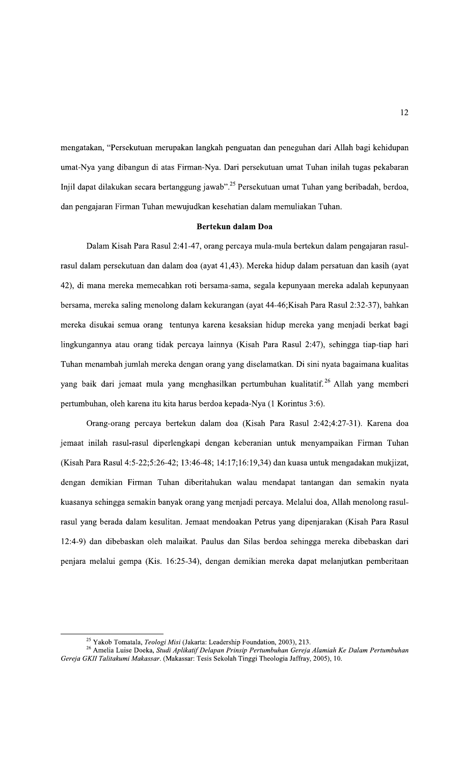mengatakan, "Persekutuan merupakan langkah penguatan dan peneguhan dari Allah bagi kehidupan umat-Nya yang dibangun di atas Firman-Nya. Dari persekutuan umat Tuhan inilah tugas pekabaran Injil dapat dilakukan secara bertanggung jawab".[25] Persekutuan umat Tuhan yang beribadah, berdoa, dan pengajaran Firman Tuhan mewujudkan kesehatian dalam memuliakan Tuhan.

**Bertekun dalam Doa**

Dalam Kisah Para Rasul 2:41-47, orang percaya mula-mula bertekun dalam pengajaran rasul-rasul dalam persekutuan dan dalam doa (ayat 41,43). Mereka hidup dalam persatuan dan kasih (ayat 42), di mana mereka memecahkan roti bersama-sama, segala kepunyaan mereka adalah kepunyaan bersama, mereka saling menolong dalam kekurangan (ayat 44-46;Kisah Para Rasul 2:32-37), bahkan mereka disukai semua orang  tentunya karena kesaksian hidup mereka yang menjadi berkat bagi lingkungannya atau orang tidak percaya lainnya (Kisah Para Rasul 2:47), sehingga tiap-tiap hari Tuhan menambah jumlah mereka dengan orang yang diselamatkan. Di sini nyata bagaimana kualitas yang baik dari jemaat mula yang menghasilkan pertumbuhan kualitatif.[26] Allah yang memberi pertumbuhan, oleh karena itu kita harus berdoa kepada-Nya (1 Korintus 3:6).

Orang-orang percaya bertekun dalam doa (Kisah Para Rasul 2:42;4:27-31). Karena doa jemaat inilah rasul-rasul diperlengkapi dengan keberanian untuk menyampaikan Firman Tuhan (Kisah Para Rasul 4:5-22;5:26-42; 13:46-48; 14:17;16:19,34) dan kuasa untuk mengadakan mukjizat, dengan demikian Firman Tuhan diberitahukan walau mendapat tantangan dan semakin nyata kuasanya sehingga semakin banyak orang yang menjadi percaya. Melalui doa, Allah menolong rasul-rasul yang berada dalam kesulitan. Jemaat mendoakan Petrus yang dipenjarakan (Kisah Para Rasul 12:4-9) dan dibebaskan oleh malaikat. Paulus dan Silas berdoa sehingga mereka dibebaskan dari penjara melalui gempa (Kis. 16:25-34), dengan demikian mereka dapat melanjutkan pemberitaan

---

[25] Yakob Tomatala, *Teologi Misi* (Jakarta: Leadership Foundation, 2003), 213.

[26] Amelia Luise Doeka, *Studi Aplikatif Delapan Prinsip Pertumbuhan Gereja Alamiah Ke Dalam Pertumbuhan Gereja GKII Talitakumi Makassar*. (Makassar: Tesis Sekolah Tinggi Theologia Jaffray, 2005), 10.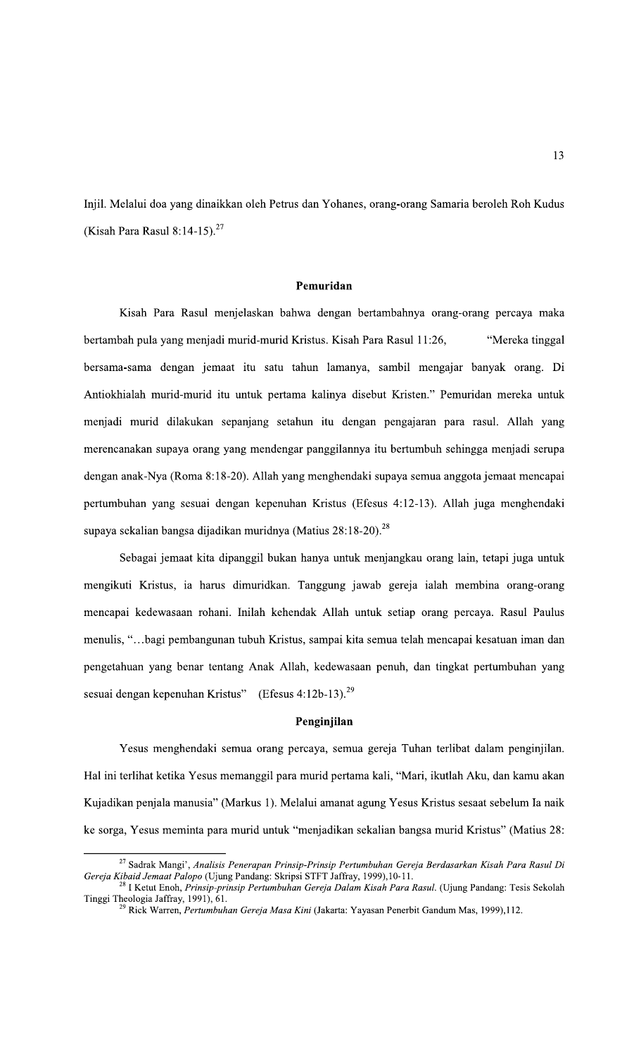Injil. Melalui doa yang dinaikkan oleh Petrus dan Yohanes, orang-orang Samaria beroleh Roh Kudus (Kisah Para Rasul 8:14-15).[27]

## Pemuridan

Kisah Para Rasul menjelaskan bahwa dengan bertambahnya orang-orang percaya maka bertambah pula yang menjadi murid-murid Kristus. Kisah Para Rasul 11:26, "Mereka tinggal bersama-sama dengan jemaat itu satu tahun lamanya, sambil mengajar banyak orang. Di Antiokhialah murid-murid itu untuk pertama kalinya disebut Kristen." Pemuridan mereka untuk menjadi murid dilakukan sepanjang setahun itu dengan pengajaran para rasul. Allah yang merencanakan supaya orang yang mendengar panggilannya itu bertumbuh sehingga menjadi serupa dengan anak-Nya (Roma 8:18-20). Allah yang menghendaki supaya semua anggota jemaat mencapai pertumbuhan yang sesuai dengan kepenuhan Kristus (Efesus 4:12-13). Allah juga menghendaki supaya sekalian bangsa dijadikan muridnya (Matius 28:18-20).[28]

Sebagai jemaat kita dipanggil bukan hanya untuk menjangkau orang lain, tetapi juga untuk mengikuti Kristus, ia harus dimuridkan. Tanggung jawab gereja ialah membina orang-orang mencapai kedewasaan rohani. Inilah kehendak Allah untuk setiap orang percaya. Rasul Paulus menulis, "…bagi pembangunan tubuh Kristus, sampai kita semua telah mencapai kesatuan iman dan pengetahuan yang benar tentang Anak Allah, kedewasaan penuh, dan tingkat pertumbuhan yang sesuai dengan kepenuhan Kristus" (Efesus 4:12b-13).[29]

## Penginjilan

Yesus menghendaki semua orang percaya, semua gereja Tuhan terlibat dalam penginjilan. Hal ini terlihat ketika Yesus memanggil para murid pertama kali, "Mari, ikutlah Aku, dan kamu akan Kujadikan penjala manusia" (Markus 1). Melalui amanat agung Yesus Kristus sesaat sebelum Ia naik ke sorga, Yesus meminta para murid untuk "menjadikan sekalian bangsa murid Kristus" (Matius 28:

---

[27] Sadrak Mangi', *Analisis Penerapan Prinsip-Prinsip Pertumbuhan Gereja Berdasarkan Kisah Para Rasul Di Gereja Kibaid Jemaat Palopo* (Ujung Pandang: Skripsi STFT Jaffray, 1999),10-11.

[28] I Ketut Enoh, *Prinsip-prinsip Pertumbuhan Gereja Dalam Kisah Para Rasul*. (Ujung Pandang: Tesis Sekolah Tinggi Theologia Jaffray, 1991), 61.

[29] Rick Warren, *Pertumbuhan Gereja Masa Kini* (Jakarta: Yayasan Penerbit Gandum Mas, 1999),112.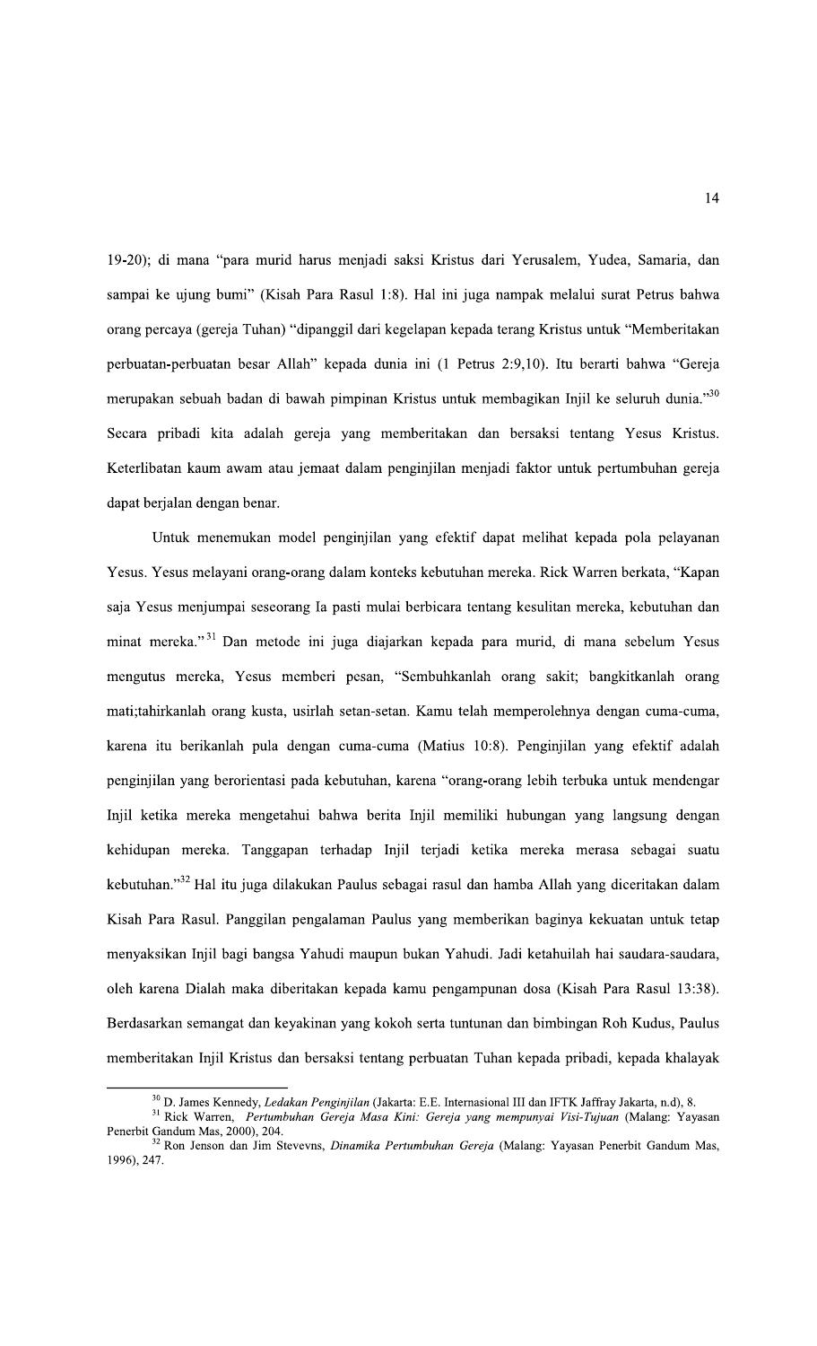19-20); di mana "para murid harus menjadi saksi Kristus dari Yerusalem, Yudea, Samaria, dan sampai ke ujung bumi" (Kisah Para Rasul 1:8). Hal ini juga nampak melalui surat Petrus bahwa orang percaya (gereja Tuhan) "dipanggil dari kegelapan kepada terang Kristus untuk "Memberitakan perbuatan-perbuatan besar Allah" kepada dunia ini (1 Petrus 2:9,10). Itu berarti bahwa "Gereja merupakan sebuah badan di bawah pimpinan Kristus untuk membagikan Injil ke seluruh dunia."[30] Secara pribadi kita adalah gereja yang memberitakan dan bersaksi tentang Yesus Kristus. Keterlibatan kaum awam atau jemaat dalam penginjilan menjadi faktor untuk pertumbuhan gereja dapat berjalan dengan benar.

Untuk menemukan model penginjilan yang efektif dapat melihat kepada pola pelayanan Yesus. Yesus melayani orang-orang dalam konteks kebutuhan mereka. Rick Warren berkata, "Kapan saja Yesus menjumpai seseorang Ia pasti mulai berbicara tentang kesulitan mereka, kebutuhan dan minat mereka."[31] Dan metode ini juga diajarkan kepada para murid, di mana sebelum Yesus mengutus mereka, Yesus memberi pesan, "Sembuhkanlah orang sakit; bangkitkanlah orang mati;tahirkanlah orang kusta, usirlah setan-setan. Kamu telah memperolehnya dengan cuma-cuma, karena itu berikanlah pula dengan cuma-cuma (Matius 10:8). Penginjilan yang efektif adalah penginjilan yang berorientasi pada kebutuhan, karena "orang-orang lebih terbuka untuk mendengar Injil ketika mereka mengetahui bahwa berita Injil memiliki hubungan yang langsung dengan kehidupan mereka. Tanggapan terhadap Injil terjadi ketika mereka merasa sebagai suatu kebutuhan."[32] Hal itu juga dilakukan Paulus sebagai rasul dan hamba Allah yang diceritakan dalam Kisah Para Rasul. Panggilan pengalaman Paulus yang memberikan baginya kekuatan untuk tetap menyaksikan Injil bagi bangsa Yahudi maupun bukan Yahudi. Jadi ketahuilah hai saudara-saudara, oleh karena Dialah maka diberitakan kepada kamu pengampunan dosa (Kisah Para Rasul 13:38). Berdasarkan semangat dan keyakinan yang kokoh serta tuntunan dan bimbingan Roh Kudus, Paulus memberitakan Injil Kristus dan bersaksi tentang perbuatan Tuhan kepada pribadi, kepada khalayak

---

[30] D. James Kennedy, *Ledakan Penginjilan* (Jakarta: E.E. Internasional III dan IFTK Jaffray Jakarta, n.d), 8.

[31] Rick Warren, *Pertumbuhan Gereja Masa Kini: Gereja yang mempunyai Visi-Tujuan* (Malang: Yayasan Penerbit Gandum Mas, 2000), 204.

[32] Ron Jenson dan Jim Stevevns, *Dinamika Pertumbuhan Gereja* (Malang: Yayasan Penerbit Gandum Mas, 1996), 247.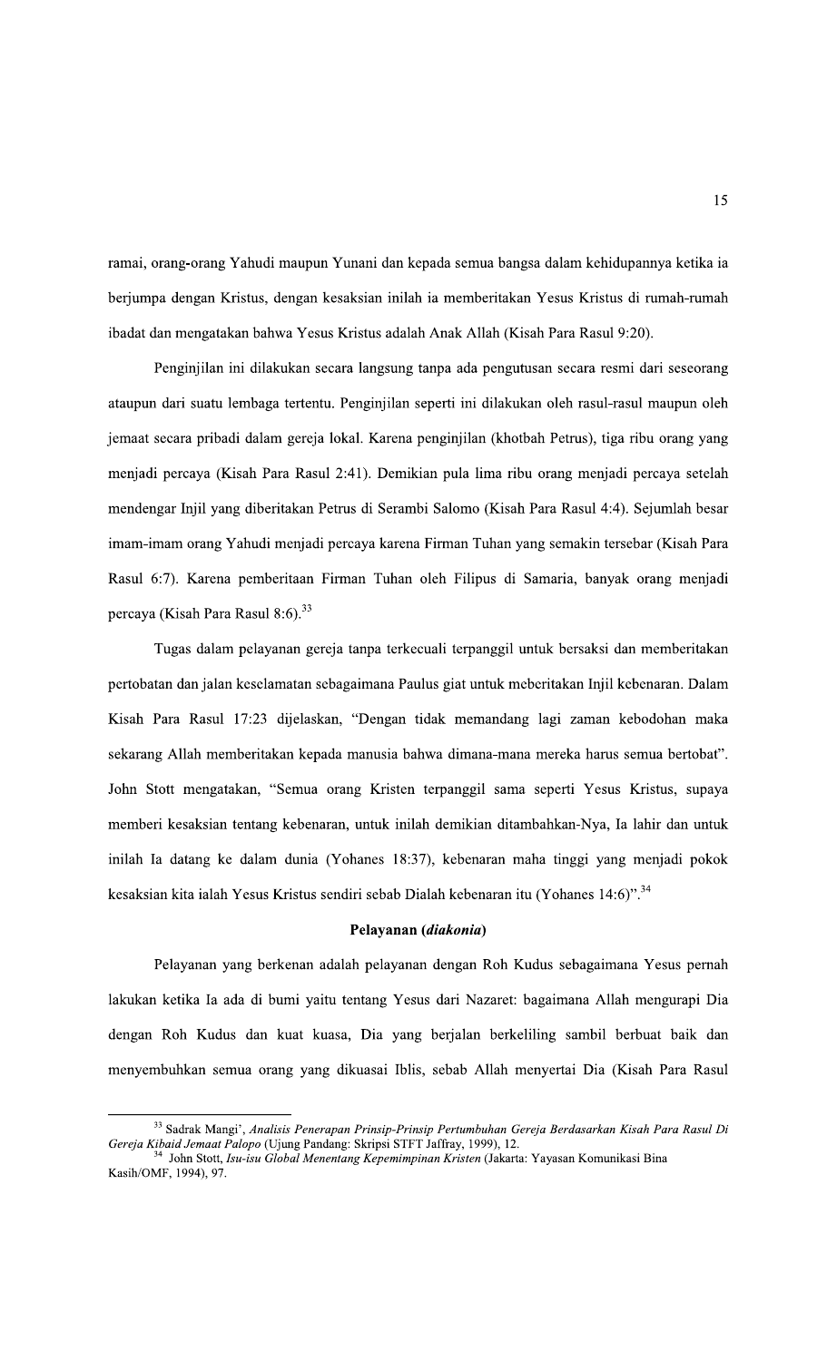ramai, orang-orang Yahudi maupun Yunani dan kepada semua bangsa dalam kehidupannya ketika ia berjumpa dengan Kristus, dengan kesaksian inilah ia memberitakan Yesus Kristus di rumah-rumah ibadat dan mengatakan bahwa Yesus Kristus adalah Anak Allah (Kisah Para Rasul 9:20).

Penginjilan ini dilakukan secara langsung tanpa ada pengutusan secara resmi dari seseorang ataupun dari suatu lembaga tertentu. Penginjilan seperti ini dilakukan oleh rasul-rasul maupun oleh jemaat secara pribadi dalam gereja lokal. Karena penginjilan (khotbah Petrus), tiga ribu orang yang menjadi percaya (Kisah Para Rasul 2:41). Demikian pula lima ribu orang menjadi percaya setelah mendengar Injil yang diberitakan Petrus di Serambi Salomo (Kisah Para Rasul 4:4). Sejumlah besar imam-imam orang Yahudi menjadi percaya karena Firman Tuhan yang semakin tersebar (Kisah Para Rasul 6:7). Karena pemberitaan Firman Tuhan oleh Filipus di Samaria, banyak orang menjadi percaya (Kisah Para Rasul 8:6).[33]

Tugas dalam pelayanan gereja tanpa terkecuali terpanggil untuk bersaksi dan memberitakan pertobatan dan jalan keselamatan sebagaimana Paulus giat untuk meberitakan Injil kebenaran. Dalam Kisah Para Rasul 17:23 dijelaskan, "Dengan tidak memandang lagi zaman kebodohan maka sekarang Allah memberitakan kepada manusia bahwa dimana-mana mereka harus semua bertobat". John Stott mengatakan, "Semua orang Kristen terpanggil sama seperti Yesus Kristus, supaya memberi kesaksian tentang kebenaran, untuk inilah demikian ditambahkan-Nya, Ia lahir dan untuk inilah Ia datang ke dalam dunia (Yohanes 18:37), kebenaran maha tinggi yang menjadi pokok kesaksian kita ialah Yesus Kristus sendiri sebab Dialah kebenaran itu (Yohanes 14:6)".[34]

### Pelayanan (*diakonia*)

Pelayanan yang berkenan adalah pelayanan dengan Roh Kudus sebagaimana Yesus pernah lakukan ketika Ia ada di bumi yaitu tentang Yesus dari Nazaret: bagaimana Allah mengurapi Dia dengan Roh Kudus dan kuat kuasa, Dia yang berjalan berkeliling sambil berbuat baik dan menyembuhkan semua orang yang dikuasai Iblis, sebab Allah menyertai Dia (Kisah Para Rasul

---

[33] Sadrak Mangi', *Analisis Penerapan Prinsip-Prinsip Pertumbuhan Gereja Berdasarkan Kisah Para Rasul Di Gereja Kibaid Jemaat Palopo* (Ujung Pandang: Skripsi STFT Jaffray, 1999), 12.

[34] John Stott, *Isu-isu Global Menentang Kepemimpinan Kristen* (Jakarta: Yayasan Komunikasi Bina Kasih/OMF, 1994), 97.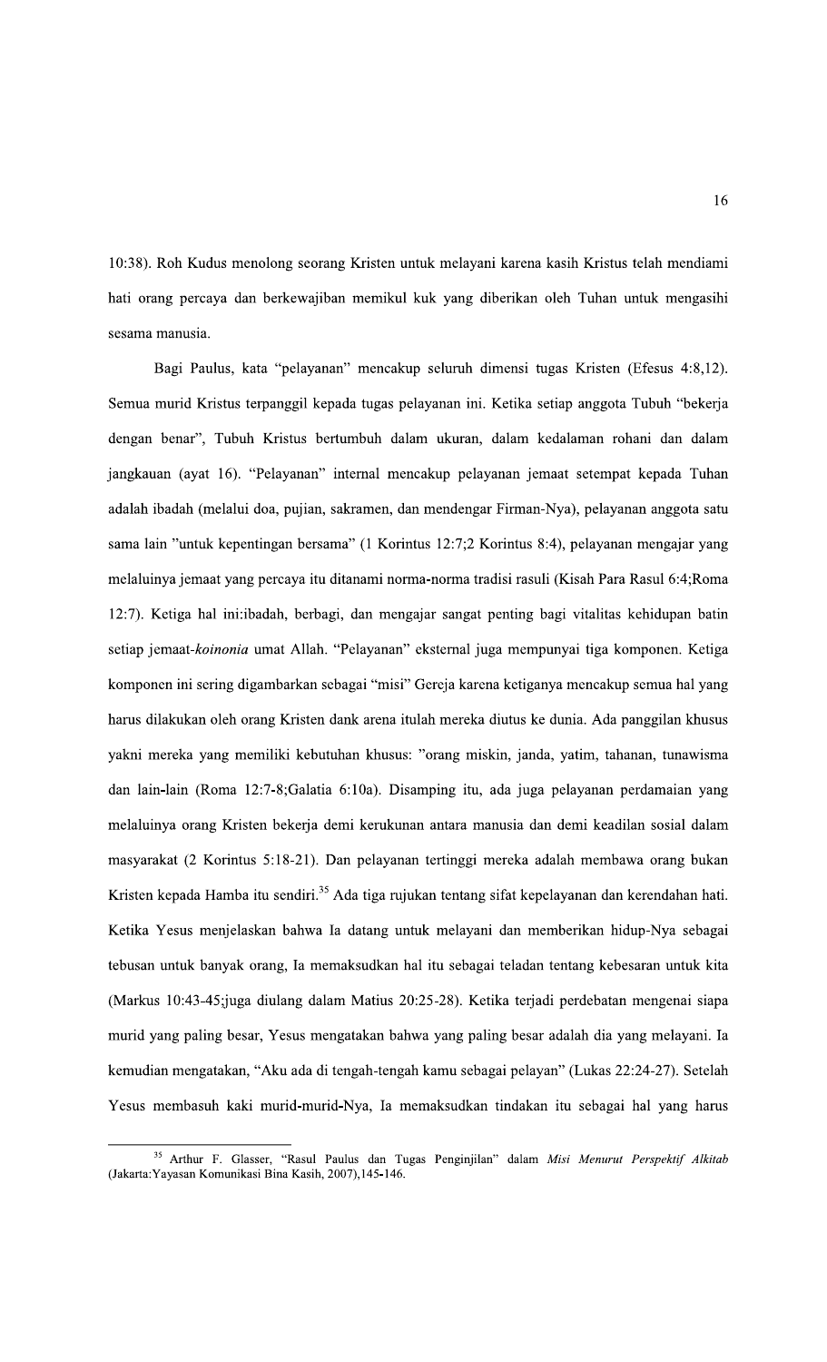10:38). Roh Kudus menolong seorang Kristen untuk melayani karena kasih Kristus telah mendiami hati orang percaya dan berkewajiban memikul kuk yang diberikan oleh Tuhan untuk mengasihi sesama manusia.

Bagi Paulus, kata "pelayanan" mencakup seluruh dimensi tugas Kristen (Efesus 4:8,12). Semua murid Kristus terpanggil kepada tugas pelayanan ini. Ketika setiap anggota Tubuh "bekerja dengan benar", Tubuh Kristus bertumbuh dalam ukuran, dalam kedalaman rohani dan dalam jangkauan (ayat 16). "Pelayanan" internal mencakup pelayanan jemaat setempat kepada Tuhan adalah ibadah (melalui doa, pujian, sakramen, dan mendengar Firman-Nya), pelayanan anggota satu sama lain "untuk kepentingan bersama" (1 Korintus 12:7;2 Korintus 8:4), pelayanan mengajar yang melaluinya jemaat yang percaya itu ditanami norma-norma tradisi rasuli (Kisah Para Rasul 6:4;Roma 12:7). Ketiga hal ini:ibadah, berbagi, dan mengajar sangat penting bagi vitalitas kehidupan batin setiap jemaat-*koinonia* umat Allah. "Pelayanan" eksternal juga mempunyai tiga komponen. Ketiga komponen ini sering digambarkan sebagai "misi" Gereja karena ketiganya mencakup semua hal yang harus dilakukan oleh orang Kristen dank arena itulah mereka diutus ke dunia. Ada panggilan khusus yakni mereka yang memiliki kebutuhan khusus: "orang miskin, janda, yatim, tahanan, tunawisma dan lain-lain (Roma 12:7-8;Galatia 6:10a). Disamping itu, ada juga pelayanan perdamaian yang melaluinya orang Kristen bekerja demi kerukunan antara manusia dan demi keadilan sosial dalam masyarakat (2 Korintus 5:18-21). Dan pelayanan tertinggi mereka adalah membawa orang bukan Kristen kepada Hamba itu sendiri.[35] Ada tiga rujukan tentang sifat kepelayanan dan kerendahan hati. Ketika Yesus menjelaskan bahwa Ia datang untuk melayani dan memberikan hidup-Nya sebagai tebusan untuk banyak orang, Ia memaksudkan hal itu sebagai teladan tentang kebesaran untuk kita (Markus 10:43-45;juga diulang dalam Matius 20:25-28). Ketika terjadi perdebatan mengenai siapa murid yang paling besar, Yesus mengatakan bahwa yang paling besar adalah dia yang melayani. Ia kemudian mengatakan, "Aku ada di tengah-tengah kamu sebagai pelayan" (Lukas 22:24-27). Setelah Yesus membasuh kaki murid-murid-Nya, Ia memaksudkan tindakan itu sebagai hal yang harus

---

[35] Arthur F. Glasser, "Rasul Paulus dan Tugas Penginjilan" dalam *Misi Menurut Perspektif Alkitab* (Jakarta:Yayasan Komunikasi Bina Kasih, 2007),145-146.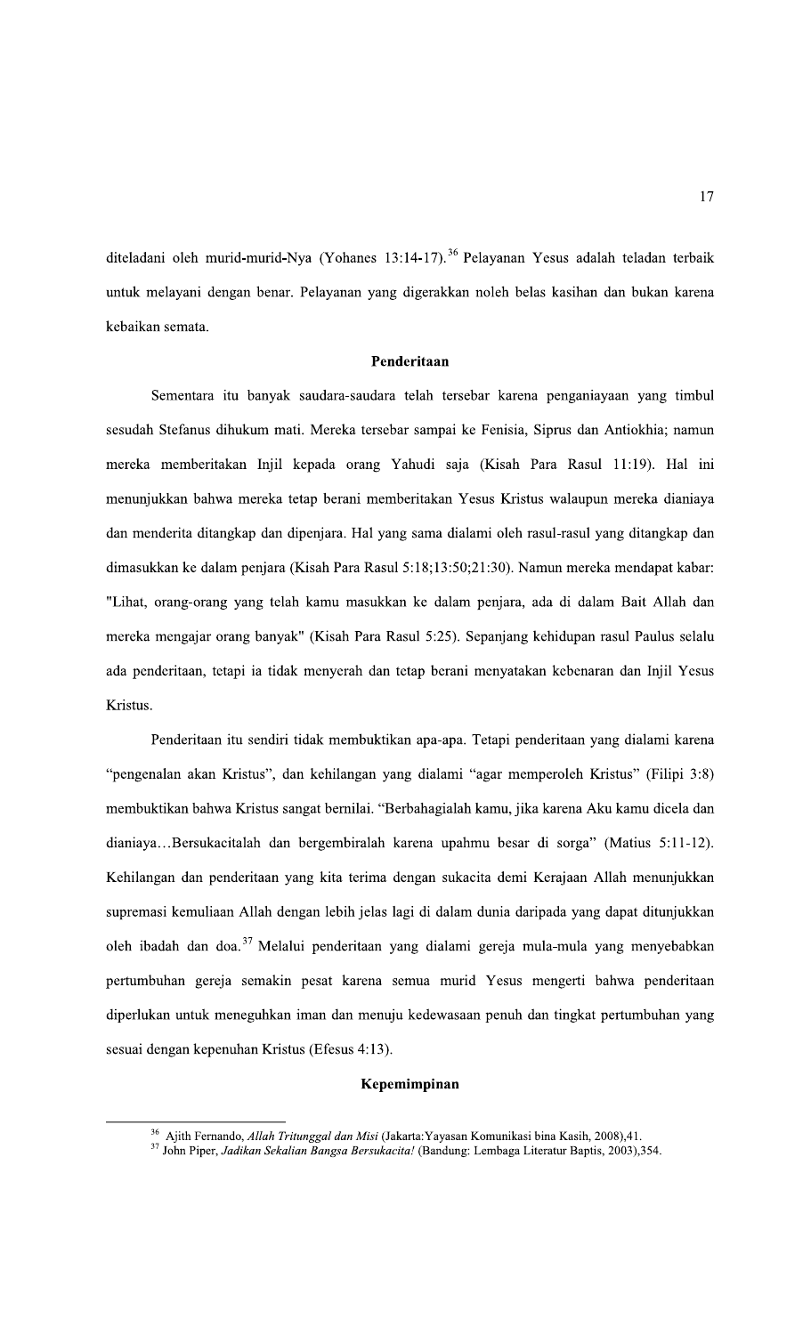diteladani oleh murid-murid-Nya (Yohanes 13:14-17).[36] Pelayanan Yesus adalah teladan terbaik untuk melayani dengan benar. Pelayanan yang digerakkan noleh belas kasihan dan bukan karena kebaikan semata.

### Penderitaan

Sementara itu banyak saudara-saudara telah tersebar karena penganiayaan yang timbul sesudah Stefanus dihukum mati. Mereka tersebar sampai ke Fenisia, Siprus dan Antiokhia; namun mereka memberitakan Injil kepada orang Yahudi saja (Kisah Para Rasul 11:19). Hal ini menunjukkan bahwa mereka tetap berani memberitakan Yesus Kristus walaupun mereka dianiaya dan menderita ditangkap dan dipenjara. Hal yang sama dialami oleh rasul-rasul yang ditangkap dan dimasukkan ke dalam penjara (Kisah Para Rasul 5:18;13:50;21:30). Namun mereka mendapat kabar: "Lihat, orang-orang yang telah kamu masukkan ke dalam penjara, ada di dalam Bait Allah dan mereka mengajar orang banyak" (Kisah Para Rasul 5:25). Sepanjang kehidupan rasul Paulus selalu ada penderitaan, tetapi ia tidak menyerah dan tetap berani menyatakan kebenaran dan Injil Yesus Kristus.

Penderitaan itu sendiri tidak membuktikan apa-apa. Tetapi penderitaan yang dialami karena "pengenalan akan Kristus", dan kehilangan yang dialami "agar memperoleh Kristus" (Filipi 3:8) membuktikan bahwa Kristus sangat bernilai. "Berbahagialah kamu, jika karena Aku kamu dicela dan dianiaya…Bersukacitalah dan bergembiralah karena upahmu besar di sorga" (Matius 5:11-12). Kehilangan dan penderitaan yang kita terima dengan sukacita demi Kerajaan Allah menunjukkan supremasi kemuliaan Allah dengan lebih jelas lagi di dalam dunia daripada yang dapat ditunjukkan oleh ibadah dan doa.[37] Melalui penderitaan yang dialami gereja mula-mula yang menyebabkan pertumbuhan gereja semakin pesat karena semua murid Yesus mengerti bahwa penderitaan diperlukan untuk meneguhkan iman dan menuju kedewasaan penuh dan tingkat pertumbuhan yang sesuai dengan kepenuhan Kristus (Efesus 4:13).

### Kepemimpinan

---

[36] Ajith Fernando, *Allah Tritunggal dan Misi* (Jakarta:Yayasan Komunikasi bina Kasih, 2008),41.

[37] John Piper, *Jadikan Sekalian Bangsa Bersukacita!* (Bandung: Lembaga Literatur Baptis, 2003),354.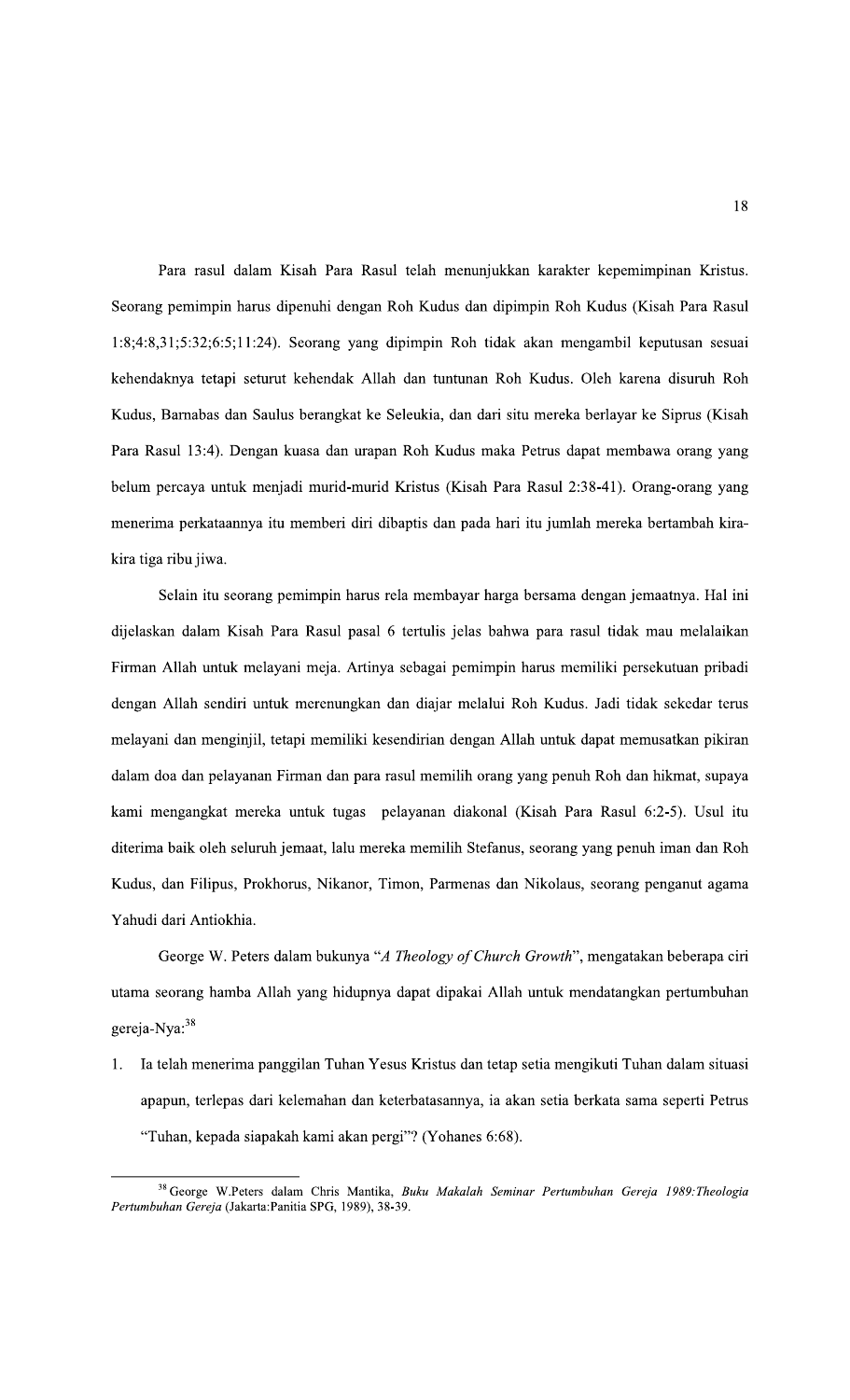Para rasul dalam Kisah Para Rasul telah menunjukkan karakter kepemimpinan Kristus. Seorang pemimpin harus dipenuhi dengan Roh Kudus dan dipimpin Roh Kudus (Kisah Para Rasul 1:8;4:8,31;5:32;6:5;11:24). Seorang yang dipimpin Roh tidak akan mengambil keputusan sesuai kehendaknya tetapi seturut kehendak Allah dan tuntunan Roh Kudus. Oleh karena disuruh Roh Kudus, Barnabas dan Saulus berangkat ke Seleukia, dan dari situ mereka berlayar ke Siprus (Kisah Para Rasul 13:4). Dengan kuasa dan urapan Roh Kudus maka Petrus dapat membawa orang yang belum percaya untuk menjadi murid-murid Kristus (Kisah Para Rasul 2:38-41). Orang-orang yang menerima perkataannya itu memberi diri dibaptis dan pada hari itu jumlah mereka bertambah kira-kira tiga ribu jiwa.

Selain itu seorang pemimpin harus rela membayar harga bersama dengan jemaatnya. Hal ini dijelaskan dalam Kisah Para Rasul pasal 6 tertulis jelas bahwa para rasul tidak mau melalaikan Firman Allah untuk melayani meja. Artinya sebagai pemimpin harus memiliki persekutuan pribadi dengan Allah sendiri untuk merenungkan dan diajar melalui Roh Kudus. Jadi tidak sekedar terus melayani dan menginjil, tetapi memiliki kesendirian dengan Allah untuk dapat memusatkan pikiran dalam doa dan pelayanan Firman dan para rasul memilih orang yang penuh Roh dan hikmat, supaya kami mengangkat mereka untuk tugas pelayanan diakonal (Kisah Para Rasul 6:2-5). Usul itu diterima baik oleh seluruh jemaat, lalu mereka memilih Stefanus, seorang yang penuh iman dan Roh Kudus, dan Filipus, Prokhorus, Nikanor, Timon, Parmenas dan Nikolaus, seorang penganut agama Yahudi dari Antiokhia.

George W. Peters dalam bukunya "*A Theology of Church Growth*", mengatakan beberapa ciri utama seorang hamba Allah yang hidupnya dapat dipakai Allah untuk mendatangkan pertumbuhan gereja-Nya:[38]

1. Ia telah menerima panggilan Tuhan Yesus Kristus dan tetap setia mengikuti Tuhan dalam situasi apapun, terlepas dari kelemahan dan keterbatasannya, ia akan setia berkata sama seperti Petrus "Tuhan, kepada siapakah kami akan pergi"? (Yohanes 6:68).

---

[38] George W.Peters dalam Chris Mantika, *Buku Makalah Seminar Pertumbuhan Gereja 1989:Theologia Pertumbuhan Gereja* (Jakarta:Panitia SPG, 1989), 38-39.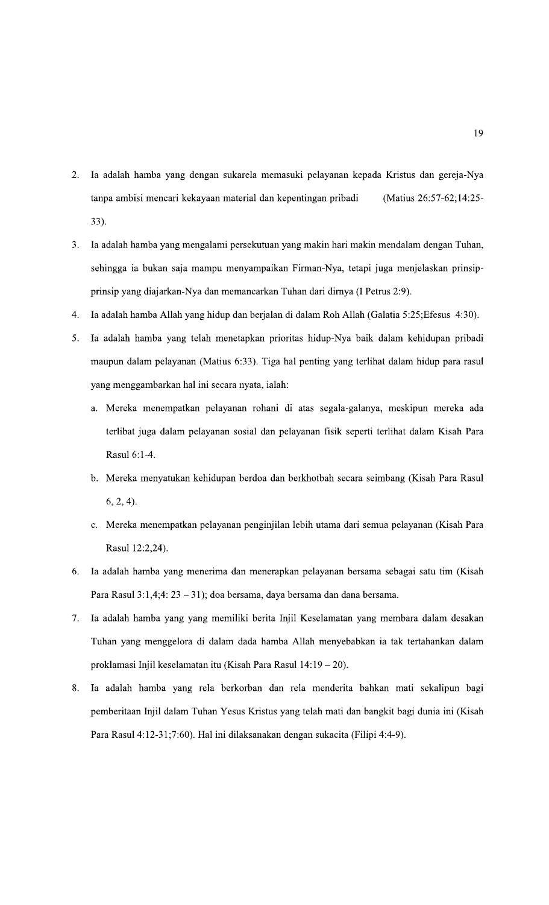2. Ia adalah hamba yang dengan sukarela memasuki pelayanan kepada Kristus dan gereja-Nya tanpa ambisi mencari kekayaan material dan kepentingan pribadi (Matius 26:57-62;14:25-33).
3. Ia adalah hamba yang mengalami persekutuan yang makin hari makin mendalam dengan Tuhan, sehingga ia bukan saja mampu menyampaikan Firman-Nya, tetapi juga menjelaskan prinsip-prinsip yang diajarkan-Nya dan memancarkan Tuhan dari dirnya (I Petrus 2:9).
4. Ia adalah hamba Allah yang hidup dan berjalan di dalam Roh Allah (Galatia 5:25;Efesus 4:30).
5. Ia adalah hamba yang telah menetapkan prioritas hidup-Nya baik dalam kehidupan pribadi maupun dalam pelayanan (Matius 6:33). Tiga hal penting yang terlihat dalam hidup para rasul yang menggambarkan hal ini secara nyata, ialah:
   a. Mereka menempatkan pelayanan rohani di atas segala-galanya, meskipun mereka ada terlibat juga dalam pelayanan sosial dan pelayanan fisik seperti terlihat dalam Kisah Para Rasul 6:1-4.
   b. Mereka menyatukan kehidupan berdoa dan berkhotbah secara seimbang (Kisah Para Rasul 6, 2, 4).
   c. Mereka menempatkan pelayanan penginjilan lebih utama dari semua pelayanan (Kisah Para Rasul 12:2,24).
6. Ia adalah hamba yang menerima dan menerapkan pelayanan bersama sebagai satu tim (Kisah Para Rasul 3:1,4;4: 23 – 31); doa bersama, daya bersama dan dana bersama.
7. Ia adalah hamba yang yang memiliki berita Injil Keselamatan yang membara dalam desakan Tuhan yang menggelora di dalam dada hamba Allah menyebabkan ia tak tertahankan dalam proklamasi Injil keselamatan itu (Kisah Para Rasul 14:19 – 20).
8. Ia adalah hamba yang rela berkorban dan rela menderita bahkan mati sekalipun bagi pemberitaan Injil dalam Tuhan Yesus Kristus yang telah mati dan bangkit bagi dunia ini (Kisah Para Rasul 4:12-31;7:60). Hal ini dilaksanakan dengan sukacita (Filipi 4:4-9).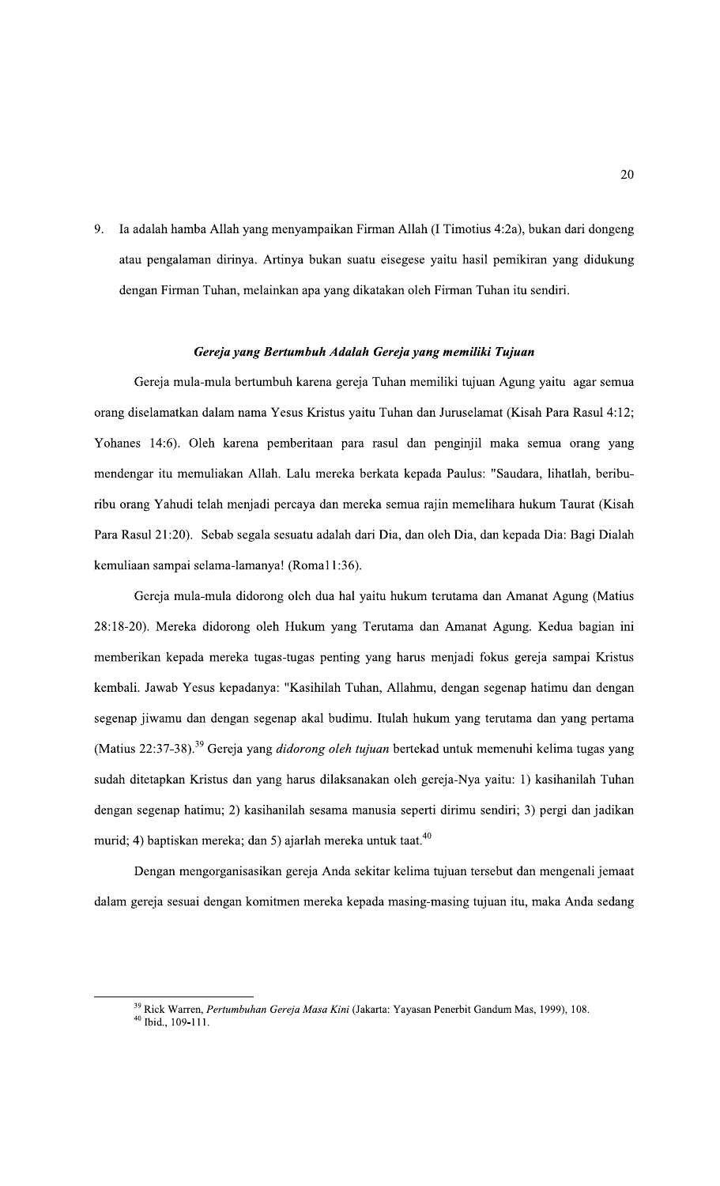9. Ia adalah hamba Allah yang menyampaikan Firman Allah (I Timotius 4:2a), bukan dari dongeng atau pengalaman dirinya. Artinya bukan suatu eisegese yaitu hasil pemikiran yang didukung dengan Firman Tuhan, melainkan apa yang dikatakan oleh Firman Tuhan itu sendiri.

### *Gereja yang Bertumbuh Adalah Gereja yang memiliki Tujuan*

Gereja mula-mula bertumbuh karena gereja Tuhan memiliki tujuan Agung yaitu agar semua orang diselamatkan dalam nama Yesus Kristus yaitu Tuhan dan Juruselamat (Kisah Para Rasul 4:12; Yohanes 14:6). Oleh karena pemberitaan para rasul dan penginjil maka semua orang yang mendengar itu memuliakan Allah. Lalu mereka berkata kepada Paulus: "Saudara, lihatlah, beribu-ribu orang Yahudi telah menjadi percaya dan mereka semua rajin memelihara hukum Taurat (Kisah Para Rasul 21:20). Sebab segala sesuatu adalah dari Dia, dan oleh Dia, dan kepada Dia: Bagi Dialah kemuliaan sampai selama-lamanya! (Roma11:36).

Gereja mula-mula didorong oleh dua hal yaitu hukum terutama dan Amanat Agung (Matius 28:18-20). Mereka didorong oleh Hukum yang Terutama dan Amanat Agung. Kedua bagian ini memberikan kepada mereka tugas-tugas penting yang harus menjadi fokus gereja sampai Kristus kembali. Jawab Yesus kepadanya: "Kasihilah Tuhan, Allahmu, dengan segenap hatimu dan dengan segenap jiwamu dan dengan segenap akal budimu. Itulah hukum yang terutama dan yang pertama (Matius 22:37-38).[39] Gereja yang *didorong oleh tujuan* bertekad untuk memenuhi kelima tugas yang sudah ditetapkan Kristus dan yang harus dilaksanakan oleh gereja-Nya yaitu: 1) kasihanilah Tuhan dengan segenap hatimu; 2) kasihanilah sesama manusia seperti dirimu sendiri; 3) pergi dan jadikan murid; 4) baptiskan mereka; dan 5) ajarlah mereka untuk taat.[40]

Dengan mengorganisasikan gereja Anda sekitar kelima tujuan tersebut dan mengenali jemaat dalam gereja sesuai dengan komitmen mereka kepada masing-masing tujuan itu, maka Anda sedang

---

[39] Rick Warren, *Pertumbuhan Gereja Masa Kini* (Jakarta: Yayasan Penerbit Gandum Mas, 1999), 108.

[40] Ibid., 109-111.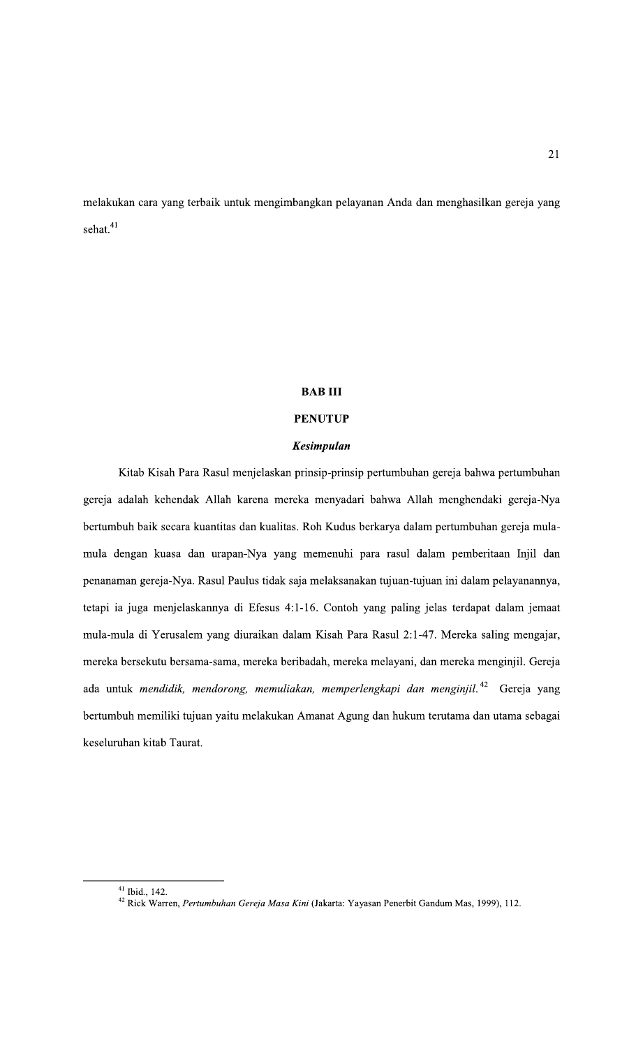melakukan cara yang terbaik untuk mengimbangkan pelayanan Anda dan menghasilkan gereja yang sehat.[41]

# BAB III

# PENUTUP

## *Kesimpulan*

Kitab Kisah Para Rasul menjelaskan prinsip-prinsip pertumbuhan gereja bahwa pertumbuhan gereja adalah kehendak Allah karena mereka menyadari bahwa Allah menghendaki gereja-Nya bertumbuh baik secara kuantitas dan kualitas. Roh Kudus berkarya dalam pertumbuhan gereja mula-mula dengan kuasa dan urapan-Nya yang memenuhi para rasul dalam pemberitaan Injil dan penanaman gereja-Nya. Rasul Paulus tidak saja melaksanakan tujuan-tujuan ini dalam pelayanannya, tetapi ia juga menjelaskannya di Efesus 4:1-16. Contoh yang paling jelas terdapat dalam jemaat mula-mula di Yerusalem yang diuraikan dalam Kisah Para Rasul 2:1-47. Mereka saling mengajar, mereka bersekutu bersama-sama, mereka beribadah, mereka melayani, dan mereka menginjil. Gereja ada untuk *mendidik, mendorong, memuliakan, memperlengkapi dan menginjil.*[42] Gereja yang bertumbuh memiliki tujuan yaitu melakukan Amanat Agung dan hukum terutama dan utama sebagai keseluruhan kitab Taurat.

---

[41] Ibid., 142.

[42] Rick Warren, *Pertumbuhan Gereja Masa Kini* (Jakarta: Yayasan Penerbit Gandum Mas, 1999), 112.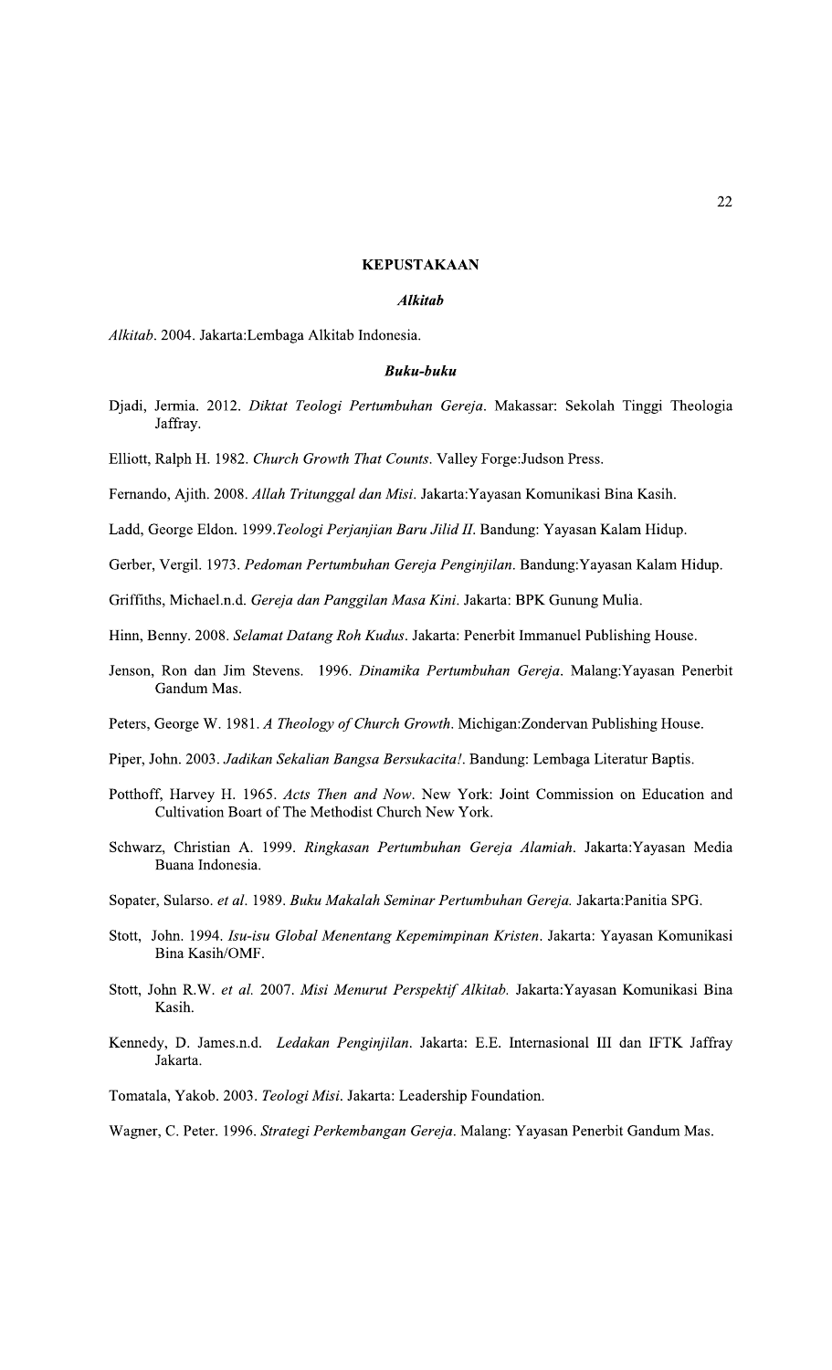# KEPUSTAKAAN

## *Alkitab*

*Alkitab*. 2004. Jakarta:Lembaga Alkitab Indonesia.

## *Buku-buku*

Djadi, Jermia. 2012. *Diktat Teologi Pertumbuhan Gereja*. Makassar: Sekolah Tinggi Theologia Jaffray.

Elliott, Ralph H. 1982. *Church Growth That Counts*. Valley Forge:Judson Press.

Fernando, Ajith. 2008. *Allah Tritunggal dan Misi*. Jakarta:Yayasan Komunikasi Bina Kasih.

Ladd, George Eldon. 1999.*Teologi Perjanjian Baru Jilid II*. Bandung: Yayasan Kalam Hidup.

Gerber, Vergil. 1973. *Pedoman Pertumbuhan Gereja Penginjilan*. Bandung:Yayasan Kalam Hidup.

Griffiths, Michael.n.d. *Gereja dan Panggilan Masa Kini*. Jakarta: BPK Gunung Mulia.

Hinn, Benny. 2008. *Selamat Datang Roh Kudus*. Jakarta: Penerbit Immanuel Publishing House.

Jenson, Ron dan Jim Stevens. 1996. *Dinamika Pertumbuhan Gereja*. Malang:Yayasan Penerbit Gandum Mas.

Peters, George W. 1981. *A Theology of Church Growth*. Michigan:Zondervan Publishing House.

Piper, John. 2003. *Jadikan Sekalian Bangsa Bersukacita!*. Bandung: Lembaga Literatur Baptis.

Potthoff, Harvey H. 1965. *Acts Then and Now*. New York: Joint Commission on Education and Cultivation Boart of The Methodist Church New York.

Schwarz, Christian A. 1999. *Ringkasan Pertumbuhan Gereja Alamiah*. Jakarta:Yayasan Media Buana Indonesia.

Sopater, Sularso. *et al*. 1989. *Buku Makalah Seminar Pertumbuhan Gereja.* Jakarta:Panitia SPG.

Stott, John. 1994. *Isu-isu Global Menentang Kepemimpinan Kristen*. Jakarta: Yayasan Komunikasi Bina Kasih/OMF.

Stott, John R.W. *et al.* 2007. *Misi Menurut Perspektif Alkitab.* Jakarta:Yayasan Komunikasi Bina Kasih.

Kennedy, D. James.n.d. *Ledakan Penginjilan*. Jakarta: E.E. Internasional III dan IFTK Jaffray Jakarta.

Tomatala, Yakob. 2003. *Teologi Misi*. Jakarta: Leadership Foundation.

Wagner, C. Peter. 1996. *Strategi Perkembangan Gereja*. Malang: Yayasan Penerbit Gandum Mas.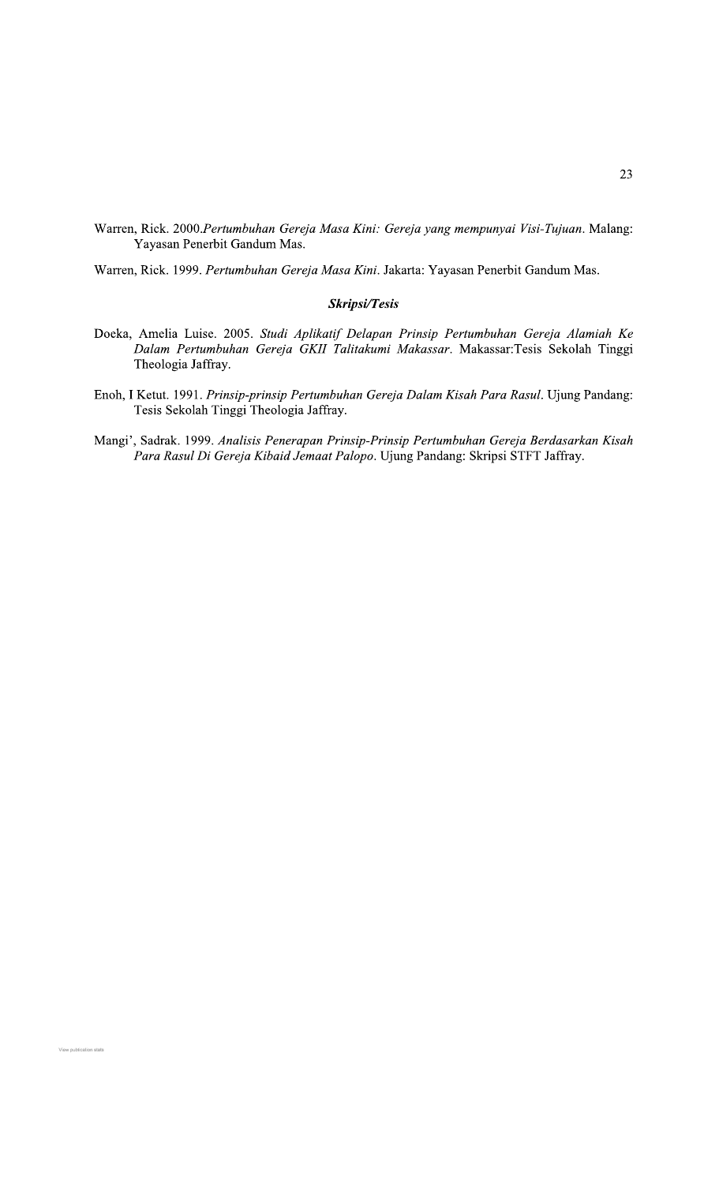Warren, Rick. 2000.*Pertumbuhan Gereja Masa Kini: Gereja yang mempunyai Visi-Tujuan*. Malang: Yayasan Penerbit Gandum Mas.

Warren, Rick. 1999. *Pertumbuhan Gereja Masa Kini*. Jakarta: Yayasan Penerbit Gandum Mas.

### ***Skripsi/Tesis***

Doeka, Amelia Luise. 2005. *Studi Aplikatif Delapan Prinsip Pertumbuhan Gereja Alamiah Ke Dalam Pertumbuhan Gereja GKII Talitakumi Makassar*. Makassar:Tesis Sekolah Tinggi Theologia Jaffray.

Enoh, I Ketut. 1991. *Prinsip-prinsip Pertumbuhan Gereja Dalam Kisah Para Rasul*. Ujung Pandang: Tesis Sekolah Tinggi Theologia Jaffray.

Mangi', Sadrak. 1999. *Analisis Penerapan Prinsip-Prinsip Pertumbuhan Gereja Berdasarkan Kisah Para Rasul Di Gereja Kibaid Jemaat Palopo*. Ujung Pandang: Skripsi STFT Jaffray.